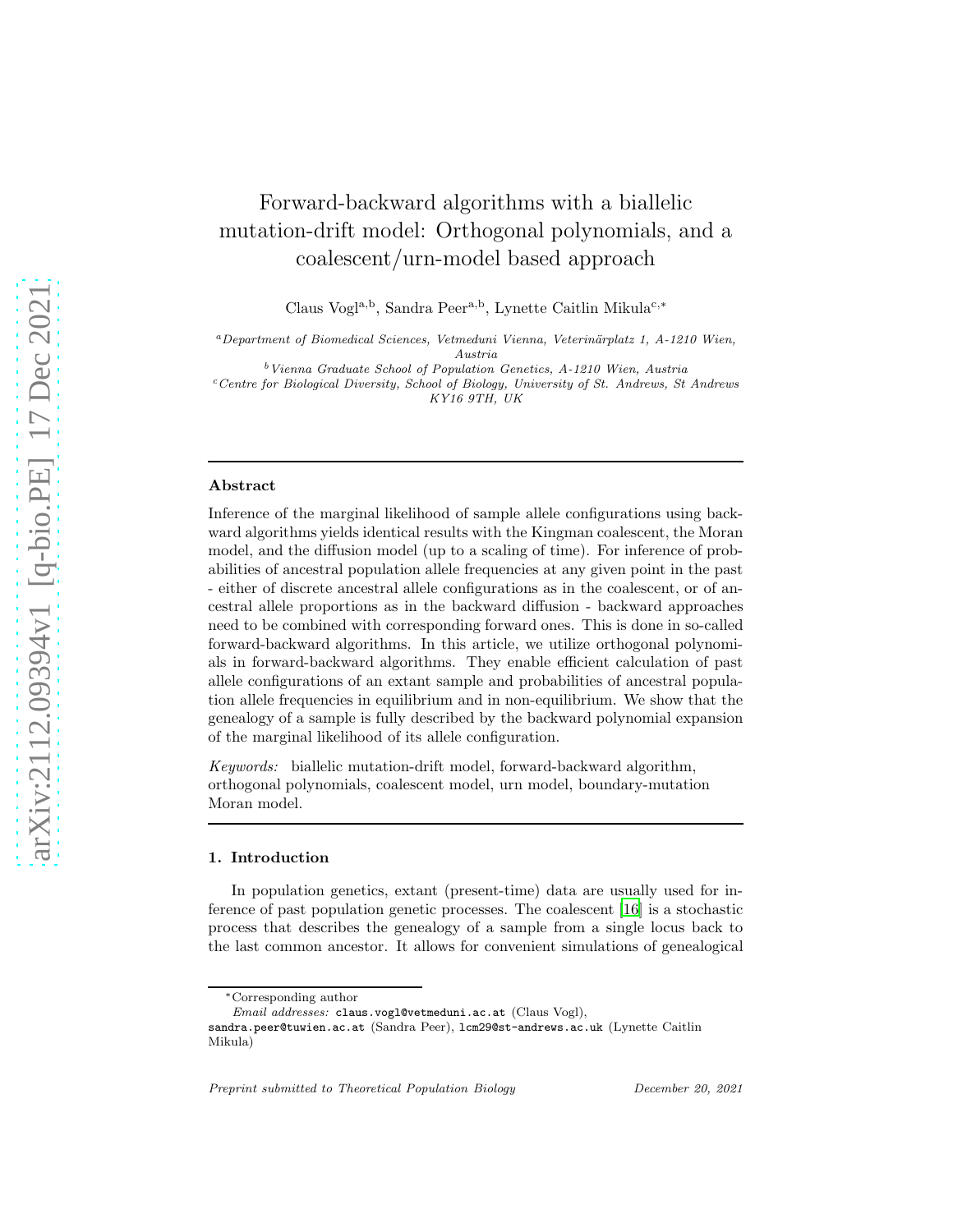# Forward-backward algorithms with a biallelic mutation-drift model: Orthogonal polynomials, and a coalescent/urn-model based approach

Claus Vogl[a,b], Sandra Peer[a,b], Lynette Caitlin Mikula[c,*]

[a] *Department of Biomedical Sciences, Vetmeduni Vienna, Veterinärplatz 1, A-1210 Wien, Austria*

[b] *Vienna Graduate School of Population Genetics, A-1210 Wien, Austria*

[c] *Centre for Biological Diversity, School of Biology, University of St. Andrews, St Andrews KY16 9TH, UK*

---

### Abstract

Inference of the marginal likelihood of sample allele configurations using backward algorithms yields identical results with the Kingman coalescent, the Moran model, and the diffusion model (up to a scaling of time). For inference of probabilities of ancestral population allele frequencies at any given point in the past - either of discrete ancestral allele configurations as in the coalescent, or of ancestral allele proportions as in the backward diffusion - backward approaches need to be combined with corresponding forward ones. This is done in so-called forward-backward algorithms. In this article, we utilize orthogonal polynomials in forward-backward algorithms. They enable efficient calculation of past allele configurations of an extant sample and probabilities of ancestral population allele frequencies in equilibrium and in non-equilibrium. We show that the genealogy of a sample is fully described by the backward polynomial expansion of the marginal likelihood of its allele configuration.

*Keywords:* biallelic mutation-drift model, forward-backward algorithm, orthogonal polynomials, coalescent model, urn model, boundary-mutation Moran model.

---

## 1. Introduction

In population genetics, extant (present-time) data are usually used for inference of past population genetic processes. The coalescent [16] is a stochastic process that describes the genealogy of a sample from a single locus back to the last common ancestor. It allows for convenient simulations of genealogical

---

*Corresponding author

*Email addresses:* claus.vogl@vetmeduni.ac.at (Claus Vogl), sandra.peer@tuwien.ac.at (Sandra Peer), lcm29@st-andrews.ac.uk (Lynette Caitlin Mikula)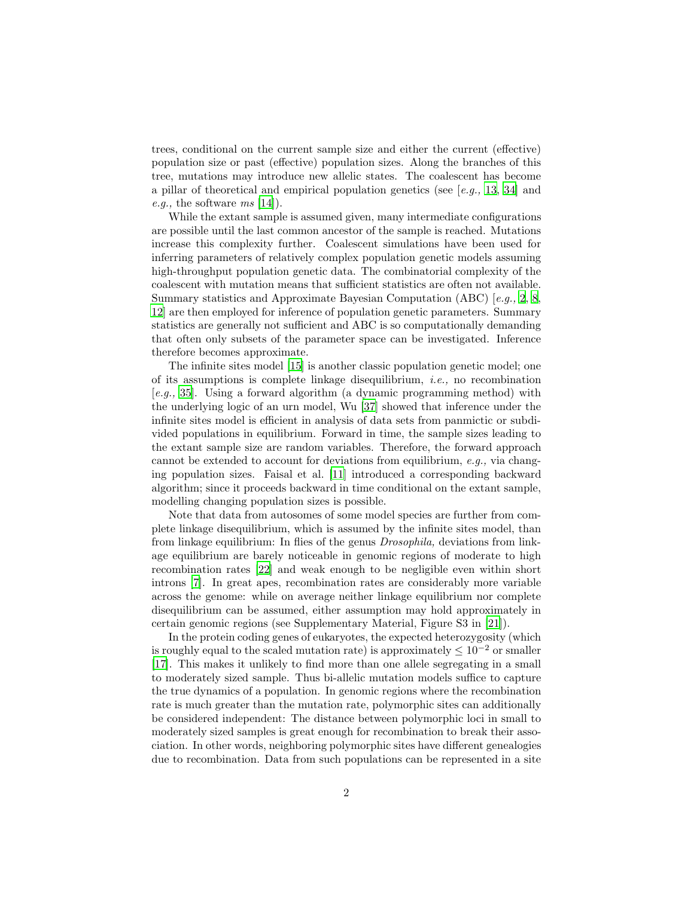trees, conditional on the current sample size and either the current (effective) population size or past (effective) population sizes. Along the branches of this tree, mutations may introduce new allelic states. The coalescent has become a pillar of theoretical and empirical population genetics (see [*e.g.,* 13, 34] and *e.g.,* the software *ms* [14]).

While the extant sample is assumed given, many intermediate configurations are possible until the last common ancestor of the sample is reached. Mutations increase this complexity further. Coalescent simulations have been used for inferring parameters of relatively complex population genetic models assuming high-throughput population genetic data. The combinatorial complexity of the coalescent with mutation means that sufficient statistics are often not available. Summary statistics and Approximate Bayesian Computation (ABC) [*e.g.,* 2, 8, 12] are then employed for inference of population genetic parameters. Summary statistics are generally not sufficient and ABC is so computationally demanding that often only subsets of the parameter space can be investigated. Inference therefore becomes approximate.

The infinite sites model [15] is another classic population genetic model; one of its assumptions is complete linkage disequilibrium, *i.e.,* no recombination [*e.g.,* 35]. Using a forward algorithm (a dynamic programming method) with the underlying logic of an urn model, Wu [37] showed that inference under the infinite sites model is efficient in analysis of data sets from panmictic or subdivided populations in equilibrium. Forward in time, the sample sizes leading to the extant sample size are random variables. Therefore, the forward approach cannot be extended to account for deviations from equilibrium, *e.g.,* via changing population sizes. Faisal et al. [11] introduced a corresponding backward algorithm; since it proceeds backward in time conditional on the extant sample, modelling changing population sizes is possible.

Note that data from autosomes of some model species are further from complete linkage disequilibrium, which is assumed by the infinite sites model, than from linkage equilibrium: In flies of the genus *Drosophila,* deviations from linkage equilibrium are barely noticeable in genomic regions of moderate to high recombination rates [22] and weak enough to be negligible even within short introns [7]. In great apes, recombination rates are considerably more variable across the genome: while on average neither linkage equilibrium nor complete disequilibrium can be assumed, either assumption may hold approximately in certain genomic regions (see Supplementary Material, Figure S3 in [21]).

In the protein coding genes of eukaryotes, the expected heterozygosity (which is roughly equal to the scaled mutation rate) is approximately $\leq 10^{-2}$ or smaller [17]. This makes it unlikely to find more than one allele segregating in a small to moderately sized sample. Thus bi-allelic mutation models suffice to capture the true dynamics of a population. In genomic regions where the recombination rate is much greater than the mutation rate, polymorphic sites can additionally be considered independent: The distance between polymorphic loci in small to moderately sized samples is great enough for recombination to break their association. In other words, neighboring polymorphic sites have different genealogies due to recombination. Data from such populations can be represented in a site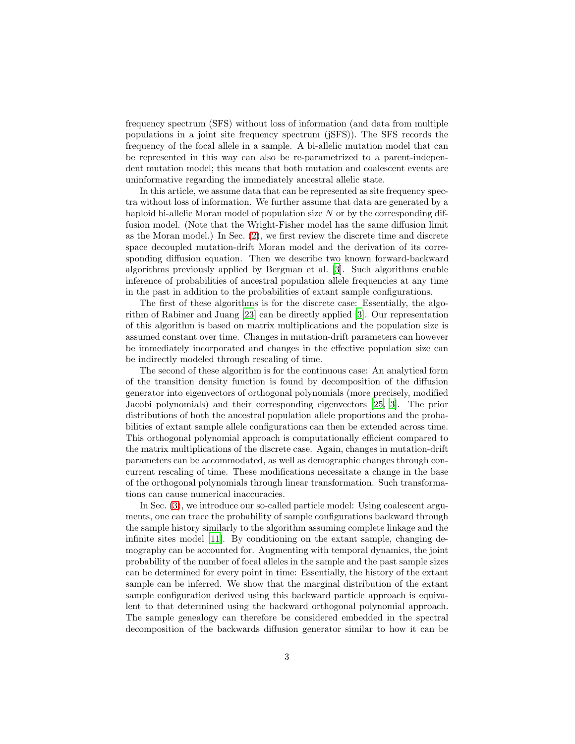frequency spectrum (SFS) without loss of information (and data from multiple populations in a joint site frequency spectrum (jSFS)). The SFS records the frequency of the focal allele in a sample. A bi-allelic mutation model that can be represented in this way can also be re-parametrized to a parent-independent mutation model; this means that both mutation and coalescent events are uninformative regarding the immediately ancestral allelic state.

In this article, we assume data that can be represented as site frequency spectra without loss of information. We further assume that data are generated by a haploid bi-allelic Moran model of population size $N$ or by the corresponding diffusion model. (Note that the Wright-Fisher model has the same diffusion limit as the Moran model.) In Sec. (2), we first review the discrete time and discrete space decoupled mutation-drift Moran model and the derivation of its corresponding diffusion equation. Then we describe two known forward-backward algorithms previously applied by Bergman et al. [3]. Such algorithms enable inference of probabilities of ancestral population allele frequencies at any time in the past in addition to the probabilities of extant sample configurations.

The first of these algorithms is for the discrete case: Essentially, the algorithm of Rabiner and Juang [23] can be directly applied [3]. Our representation of this algorithm is based on matrix multiplications and the population size is assumed constant over time. Changes in mutation-drift parameters can however be immediately incorporated and changes in the effective population size can be indirectly modeled through rescaling of time.

The second of these algorithm is for the continuous case: An analytical form of the transition density function is found by decomposition of the diffusion generator into eigenvectors of orthogonal polynomials (more precisely, modified Jacobi polynomials) and their corresponding eigenvectors [25, 3]. The prior distributions of both the ancestral population allele proportions and the probabilities of extant sample allele configurations can then be extended across time. This orthogonal polynomial approach is computationally efficient compared to the matrix multiplications of the discrete case. Again, changes in mutation-drift parameters can be accommodated, as well as demographic changes through concurrent rescaling of time. These modifications necessitate a change in the base of the orthogonal polynomials through linear transformation. Such transformations can cause numerical inaccuracies.

In Sec. (3), we introduce our so-called particle model: Using coalescent arguments, one can trace the probability of sample configurations backward through the sample history similarly to the algorithm assuming complete linkage and the infinite sites model [11]. By conditioning on the extant sample, changing demography can be accounted for. Augmenting with temporal dynamics, the joint probability of the number of focal alleles in the sample and the past sample sizes can be determined for every point in time: Essentially, the history of the extant sample can be inferred. We show that the marginal distribution of the extant sample configuration derived using this backward particle approach is equivalent to that determined using the backward orthogonal polynomial approach. The sample genealogy can therefore be considered embedded in the spectral decomposition of the backwards diffusion generator similar to how it can be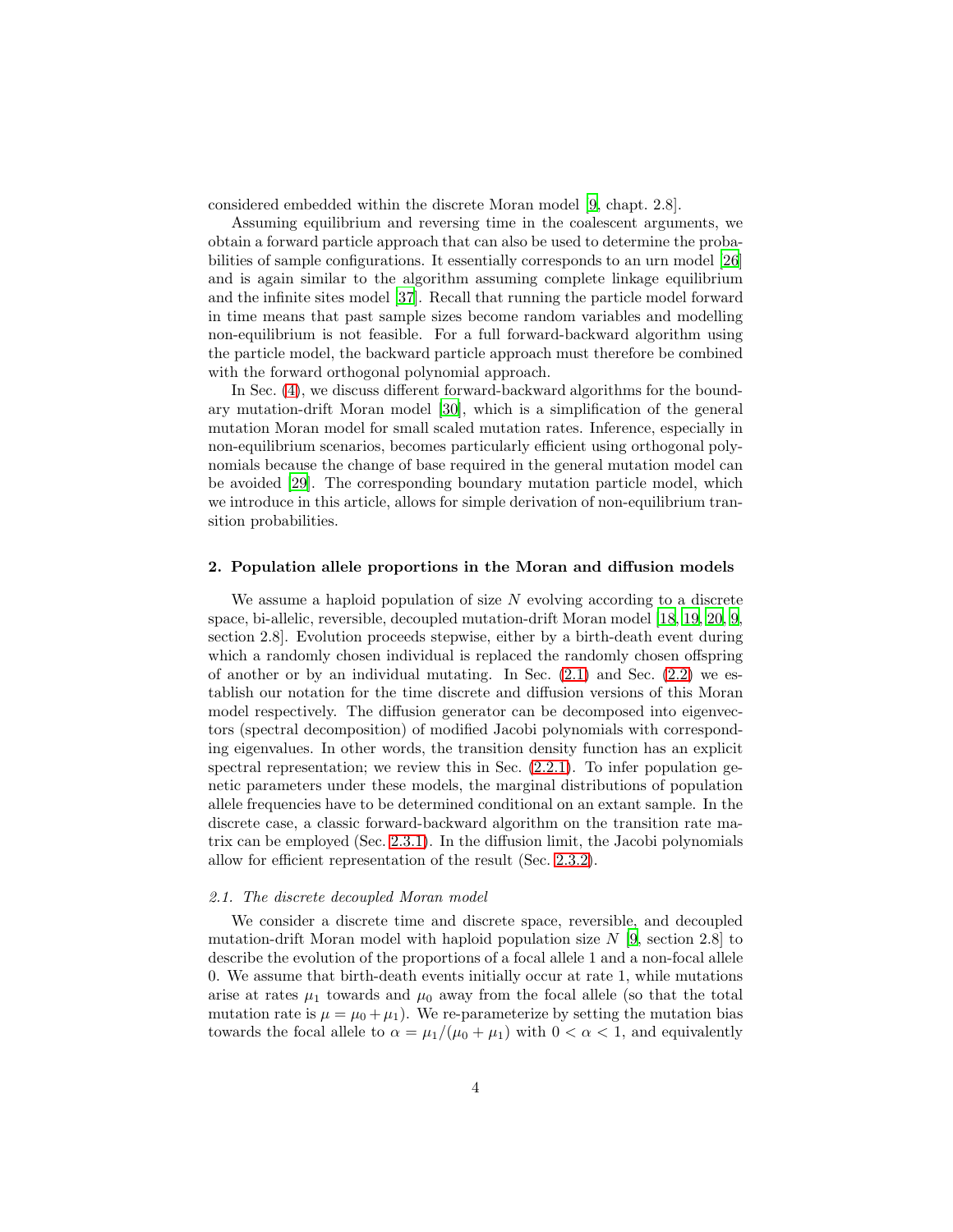considered embedded within the discrete Moran model [9, chapt. 2.8].

Assuming equilibrium and reversing time in the coalescent arguments, we obtain a forward particle approach that can also be used to determine the probabilities of sample configurations. It essentially corresponds to an urn model [26] and is again similar to the algorithm assuming complete linkage equilibrium and the infinite sites model [37]. Recall that running the particle model forward in time means that past sample sizes become random variables and modelling non-equilibrium is not feasible. For a full forward-backward algorithm using the particle model, the backward particle approach must therefore be combined with the forward orthogonal polynomial approach.

In Sec. (4), we discuss different forward-backward algorithms for the boundary mutation-drift Moran model [30], which is a simplification of the general mutation Moran model for small scaled mutation rates. Inference, especially in non-equilibrium scenarios, becomes particularly efficient using orthogonal polynomials because the change of base required in the general mutation model can be avoided [29]. The corresponding boundary mutation particle model, which we introduce in this article, allows for simple derivation of non-equilibrium transition probabilities.

## 2. Population allele proportions in the Moran and diffusion models

We assume a haploid population of size $N$ evolving according to a discrete space, bi-allelic, reversible, decoupled mutation-drift Moran model [18, 19, 20, 9, section 2.8]. Evolution proceeds stepwise, either by a birth-death event during which a randomly chosen individual is replaced the randomly chosen offspring of another or by an individual mutating. In Sec. (2.1) and Sec. (2.2) we establish our notation for the time discrete and diffusion versions of this Moran model respectively. The diffusion generator can be decomposed into eigenvectors (spectral decomposition) of modified Jacobi polynomials with corresponding eigenvalues. In other words, the transition density function has an explicit spectral representation; we review this in Sec. (2.2.1). To infer population genetic parameters under these models, the marginal distributions of population allele frequencies have to be determined conditional on an extant sample. In the discrete case, a classic forward-backward algorithm on the transition rate matrix can be employed (Sec. 2.3.1). In the diffusion limit, the Jacobi polynomials allow for efficient representation of the result (Sec. 2.3.2).

### 2.1. The discrete decoupled Moran model

We consider a discrete time and discrete space, reversible, and decoupled mutation-drift Moran model with haploid population size $N$ [9, section 2.8] to describe the evolution of the proportions of a focal allele 1 and a non-focal allele 0. We assume that birth-death events initially occur at rate 1, while mutations arise at rates $\mu_1$ towards and $\mu_0$ away from the focal allele (so that the total mutation rate is $\mu = \mu_0 + \mu_1$). We re-parameterize by setting the mutation bias towards the focal allele to $\alpha = \mu_1/(\mu_0 + \mu_1)$ with $0 < \alpha < 1$, and equivalently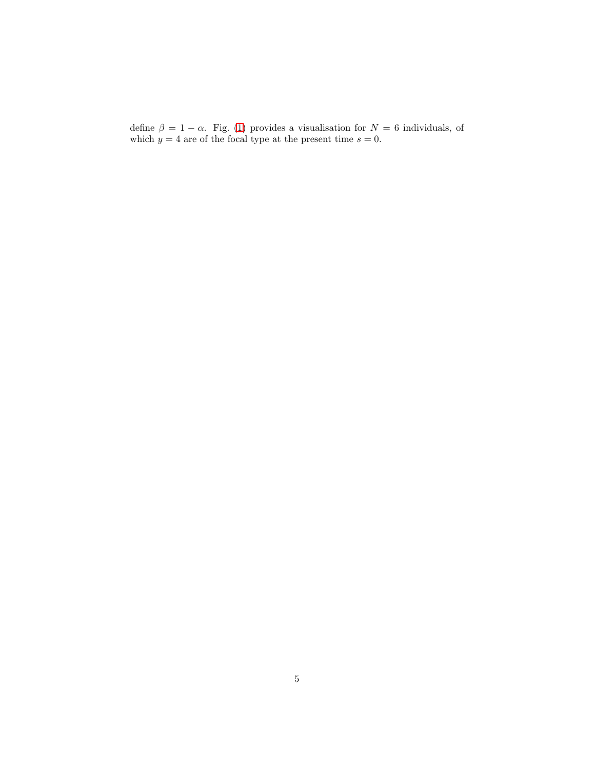define $\beta = 1 - \alpha$. Fig. (1) provides a visualisation for $N = 6$ individuals, of which $y = 4$ are of the focal type at the present time $s = 0$.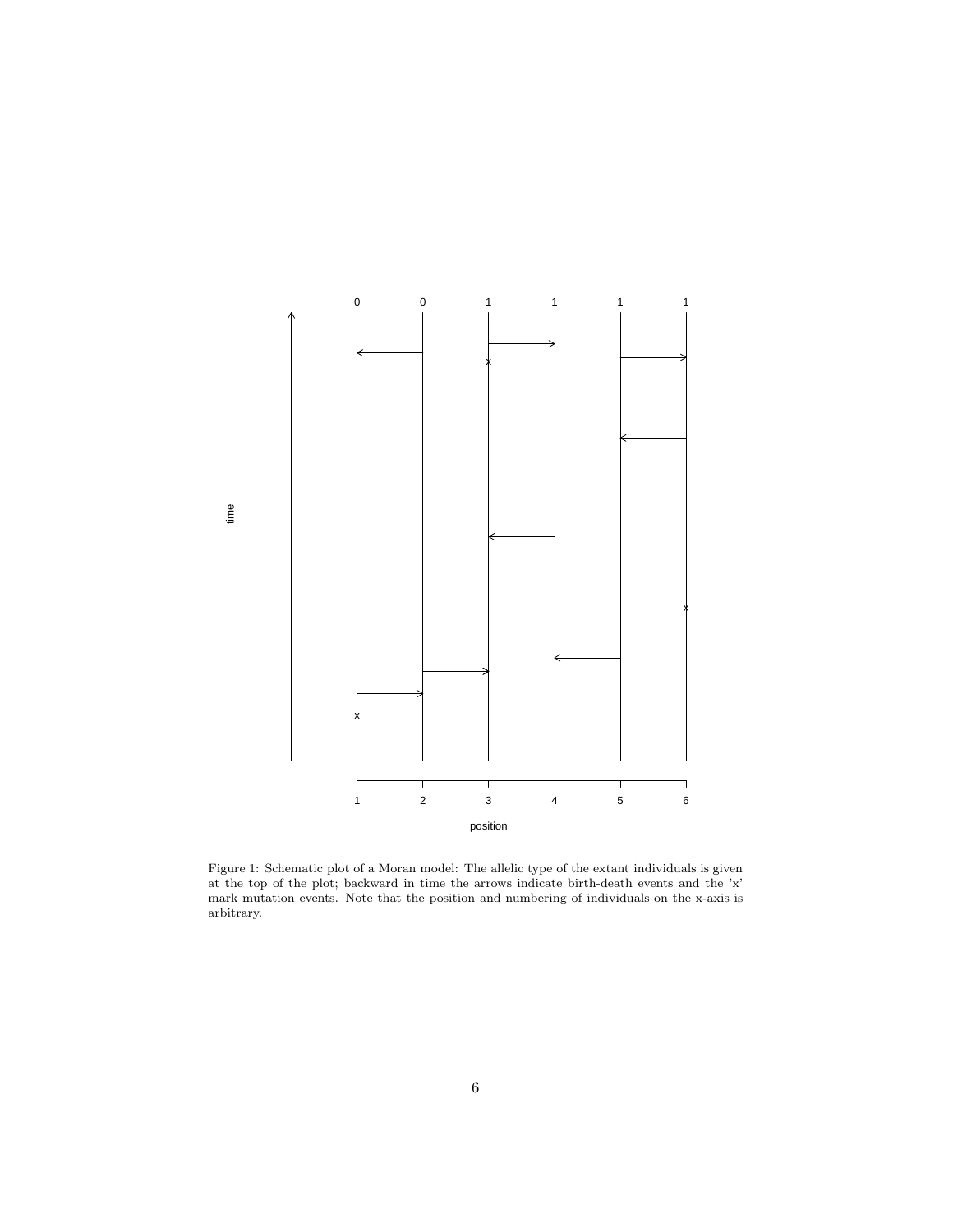Figure 1: Schematic plot of a Moran model: The allelic type of the extant individuals is given at the top of the plot; backward in time the arrows indicate birth-death events and the 'x' mark mutation events. Note that the position and numbering of individuals on the x-axis is arbitrary.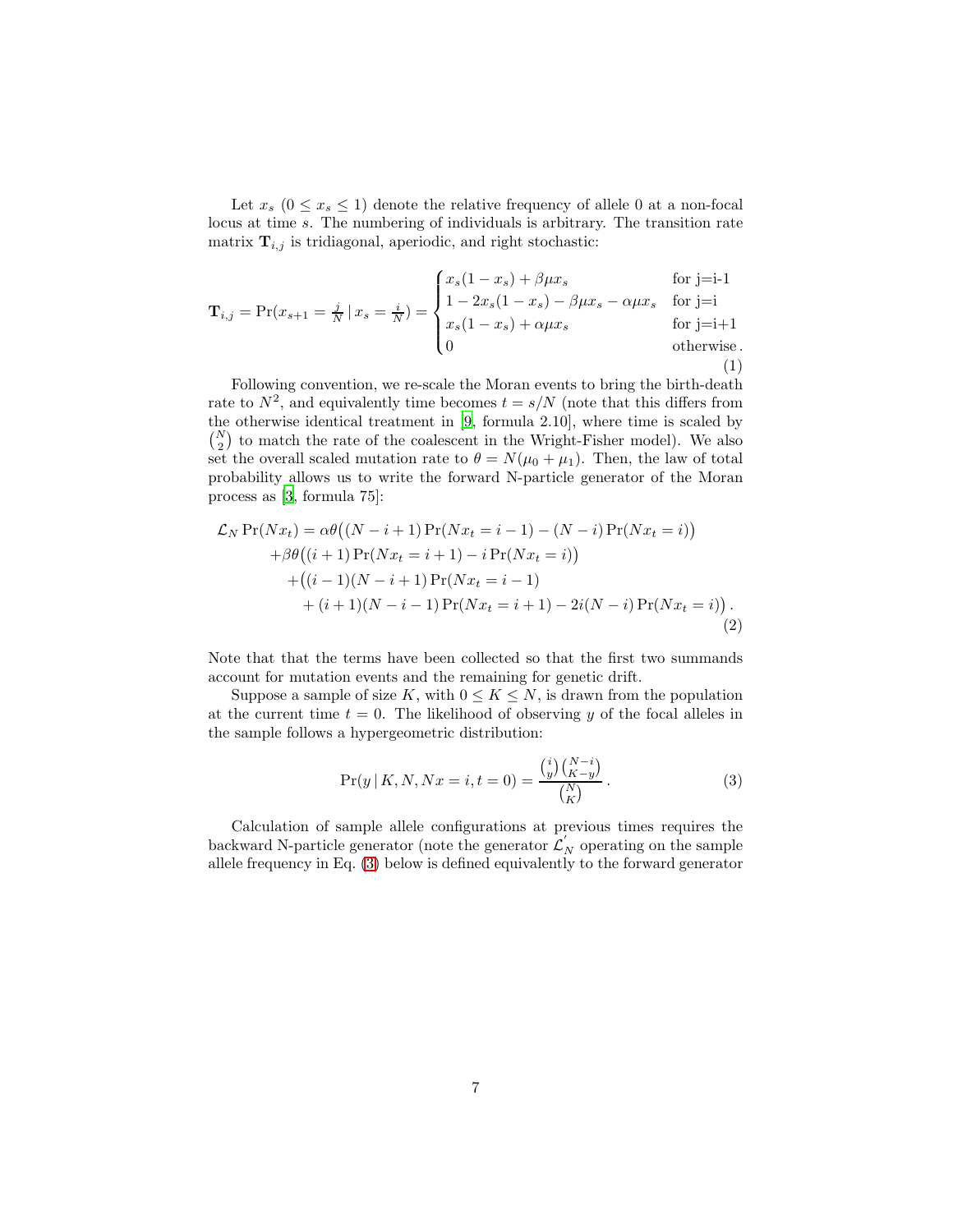Let $x_s$ ($0 \leq x_s \leq 1$) denote the relative frequency of allele 0 at a non-focal locus at time $s$. The numbering of individuals is arbitrary. The transition rate matrix $\mathbf{T}_{i,j}$ is tridiagonal, aperiodic, and right stochastic:

$$
\mathbf{T}_{i,j} = \Pr(x_{s+1} = \tfrac{j}{N} \,|\, x_s = \tfrac{i}{N}) = \begin{cases} x_s(1-x_s) + \beta\mu x_s & \text{for j=i-1} \\ 1 - 2x_s(1-x_s) - \beta\mu x_s - \alpha\mu x_s & \text{for j=i} \\ x_s(1-x_s) + \alpha\mu x_s & \text{for j=i+1} \\ 0 & \text{otherwise}\,. \end{cases} \tag{1}
$$

Following convention, we re-scale the Moran events to bring the birth-death rate to $N^2$, and equivalently time becomes $t = s/N$ (note that this differs from the otherwise identical treatment in [9, formula 2.10], where time is scaled by $\binom{N}{2}$ to match the rate of the coalescent in the Wright-Fisher model). We also set the overall scaled mutation rate to $\theta = N(\mu_0 + \mu_1)$. Then, the law of total probability allows us to write the forward N-particle generator of the Moran process as [3, formula 75]:

$$
\begin{aligned}
\mathcal{L}_N \Pr(Nx_t) = {} & \alpha\theta\big((N-i+1)\Pr(Nx_t = i-1) - (N-i)\Pr(Nx_t = i)\big) \\
& + \beta\theta\big((i+1)\Pr(Nx_t = i+1) - i\Pr(Nx_t = i)\big) \\
& + \big((i-1)(N-i+1)\Pr(Nx_t = i-1) \\
& \quad + (i+1)(N-i-1)\Pr(Nx_t = i+1) - 2i(N-i)\Pr(Nx_t = i)\big)\,.
\end{aligned} \tag{2}
$$

Note that that the terms have been collected so that the first two summands account for mutation events and the remaining for genetic drift.

Suppose a sample of size $K$, with $0 \leq K \leq N$, is drawn from the population at the current time $t = 0$. The likelihood of observing $y$ of the focal alleles in the sample follows a hypergeometric distribution:

$$
\Pr(y \,|\, K, N, Nx = i, t = 0) = \frac{\binom{i}{y}\binom{N-i}{K-y}}{\binom{N}{K}}\,. \tag{3}
$$

Calculation of sample allele configurations at previous times requires the backward N-particle generator (note the generator $\mathcal{L}_N^{'}$ operating on the sample allele frequency in Eq. (3) below is defined equivalently to the forward generator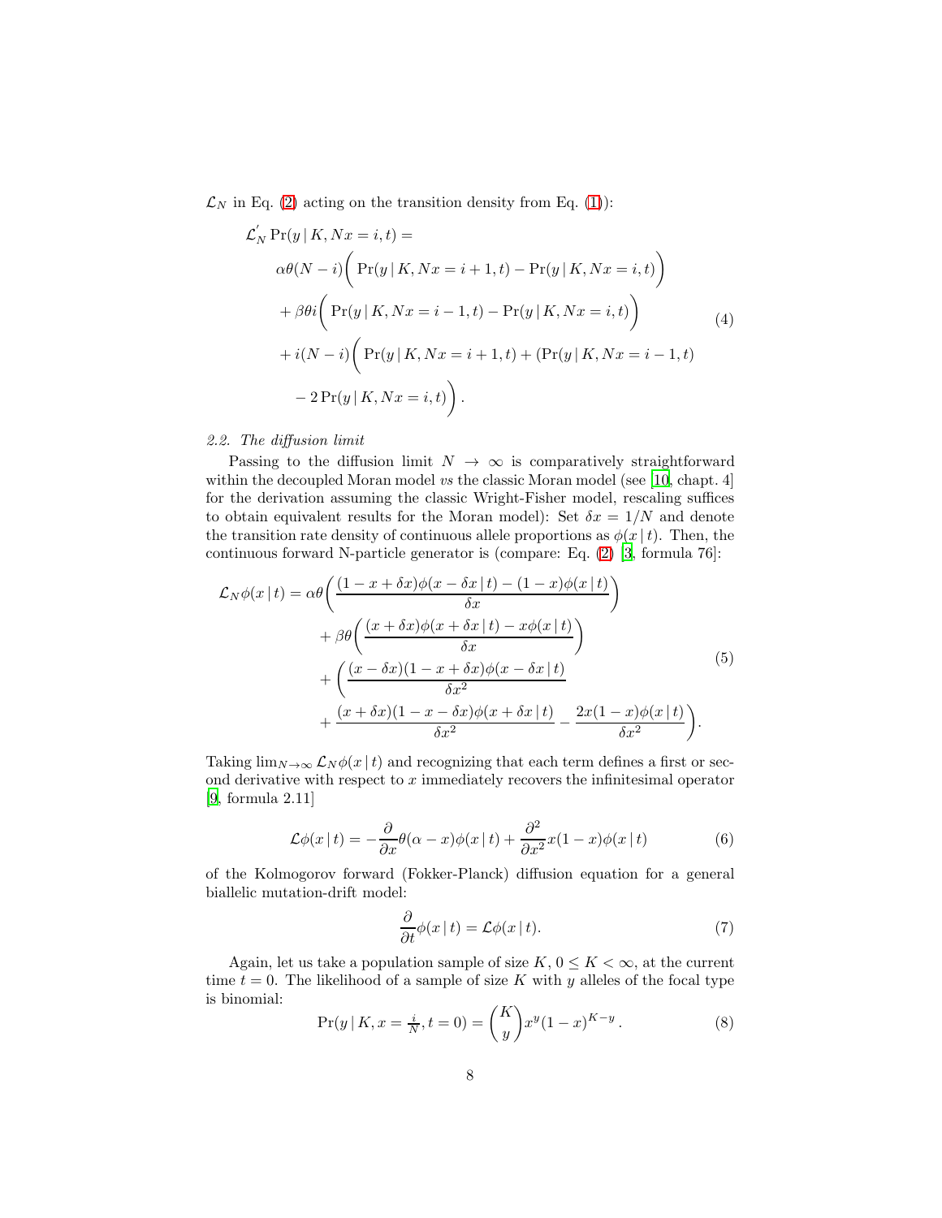$\mathcal{L}_N$ in Eq. (2) acting on the transition density from Eq. (1)):

$$
\begin{aligned}
\mathcal{L}_N^{'} \Pr(y \,|\, K, Nx = i, t) = \\
&\alpha\theta(N-i)\bigg( \Pr(y \,|\, K, Nx = i+1, t) - \Pr(y \,|\, K, Nx = i, t) \bigg) \\
&+ \beta\theta i \bigg( \Pr(y \,|\, K, Nx = i-1, t) - \Pr(y \,|\, K, Nx = i, t) \bigg) \\
&+ i(N-i)\bigg( \Pr(y \,|\, K, Nx = i+1, t) + (\Pr(y \,|\, K, Nx = i-1, t) \\
&\quad - 2\Pr(y \,|\, K, Nx = i, t) \bigg) .
\end{aligned}
\tag{4}
$$

### 2.2. The diffusion limit

Passing to the diffusion limit $N \to \infty$ is comparatively straightforward within the decoupled Moran model *vs* the classic Moran model (see [10, chapt. 4] for the derivation assuming the classic Wright-Fisher model, rescaling suffices to obtain equivalent results for the Moran model): Set $\delta x = 1/N$ and denote the transition rate density of continuous allele proportions as $\phi(x \,|\, t)$. Then, the continuous forward N-particle generator is (compare: Eq. (2) [3, formula 76]:

$$
\begin{aligned}
\mathcal{L}_N \phi(x \,|\, t) = \alpha\theta &\bigg( \frac{(1-x+\delta x)\phi(x-\delta x \,|\, t) - (1-x)\phi(x \,|\, t)}{\delta x} \bigg) \\
&+ \beta\theta \bigg( \frac{(x+\delta x)\phi(x+\delta x \,|\, t) - x\phi(x \,|\, t)}{\delta x} \bigg) \\
&+ \bigg( \frac{(x-\delta x)(1-x+\delta x)\phi(x-\delta x \,|\, t)}{\delta x^2} \\
&+ \frac{(x+\delta x)(1-x-\delta x)\phi(x+\delta x \,|\, t)}{\delta x^2} - \frac{2x(1-x)\phi(x \,|\, t)}{\delta x^2} \bigg).
\end{aligned}
\tag{5}
$$

Taking $\lim_{N\to\infty} \mathcal{L}_N \phi(x \,|\, t)$ and recognizing that each term defines a first or second derivative with respect to $x$ immediately recovers the infinitesimal operator [9, formula 2.11]

$$
\mathcal{L}\phi(x \,|\, t) = -\frac{\partial}{\partial x}\theta(\alpha - x)\phi(x \,|\, t) + \frac{\partial^2}{\partial x^2} x(1-x)\phi(x \,|\, t) \tag{6}
$$

of the Kolmogorov forward (Fokker-Planck) diffusion equation for a general biallelic mutation-drift model:

$$
\frac{\partial}{\partial t}\phi(x \,|\, t) = \mathcal{L}\phi(x \,|\, t). \tag{7}
$$

Again, let us take a population sample of size $K$, $0 \le K < \infty$, at the current time $t = 0$. The likelihood of a sample of size $K$ with $y$ alleles of the focal type is binomial:

$$
\Pr(y \,|\, K, x = \tfrac{i}{N}, t = 0) = \binom{K}{y} x^y (1-x)^{K-y} . \tag{8}
$$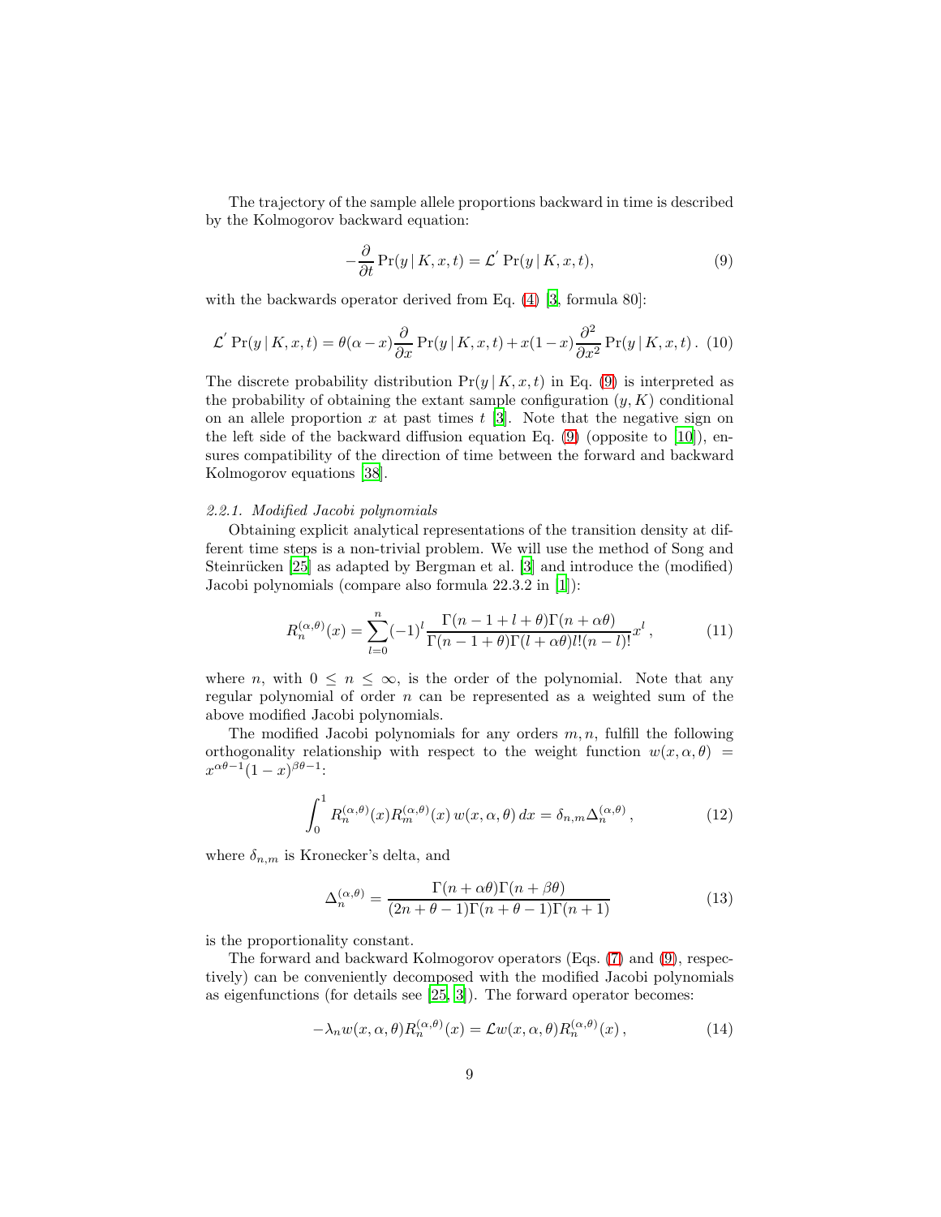The trajectory of the sample allele proportions backward in time is described by the Kolmogorov backward equation:

$$-\frac{\partial}{\partial t}\Pr(y\,|\,K,x,t) = \mathcal{L}^{'}\Pr(y\,|\,K,x,t), \tag{9}$$

with the backwards operator derived from Eq. (4) [3, formula 80]:

$$\mathcal{L}^{'}\Pr(y\,|\,K,x,t) = \theta(\alpha - x)\frac{\partial}{\partial x}\Pr(y\,|\,K,x,t) + x(1-x)\frac{\partial^2}{\partial x^2}\Pr(y\,|\,K,x,t)\,. \tag{10}$$

The discrete probability distribution $\Pr(y\,|\,K,x,t)$ in Eq. (9) is interpreted as the probability of obtaining the extant sample configuration $(y,K)$ conditional on an allele proportion $x$ at past times $t$ [3]. Note that the negative sign on the left side of the backward diffusion equation Eq. (9) (opposite to [10]), ensures compatibility of the direction of time between the forward and backward Kolmogorov equations [38].

### 2.2.1. Modified Jacobi polynomials

Obtaining explicit analytical representations of the transition density at different time steps is a non-trivial problem. We will use the method of Song and Steinrücken [25] as adapted by Bergman et al. [3] and introduce the (modified) Jacobi polynomials (compare also formula 22.3.2 in [1]):

$$R_n^{(\alpha,\theta)}(x) = \sum_{l=0}^{n}(-1)^l\frac{\Gamma(n-1+l+\theta)\Gamma(n+\alpha\theta)}{\Gamma(n-1+\theta)\Gamma(l+\alpha\theta)l!(n-l)!}x^l\,, \tag{11}$$

where $n$, with $0 \le n \le \infty$, is the order of the polynomial. Note that any regular polynomial of order $n$ can be represented as a weighted sum of the above modified Jacobi polynomials.

The modified Jacobi polynomials for any orders $m,n$, fulfill the following orthogonality relationship with respect to the weight function $w(x,\alpha,\theta) = x^{\alpha\theta-1}(1-x)^{\beta\theta-1}$:

$$\int_0^1 R_n^{(\alpha,\theta)}(x)R_m^{(\alpha,\theta)}(x)\,w(x,\alpha,\theta)\,dx = \delta_{n,m}\Delta_n^{(\alpha,\theta)}\,, \tag{12}$$

where $\delta_{n,m}$ is Kronecker's delta, and

$$\Delta_n^{(\alpha,\theta)} = \frac{\Gamma(n+\alpha\theta)\Gamma(n+\beta\theta)}{(2n+\theta-1)\Gamma(n+\theta-1)\Gamma(n+1)} \tag{13}$$

is the proportionality constant.

The forward and backward Kolmogorov operators (Eqs. (7) and (9), respectively) can be conveniently decomposed with the modified Jacobi polynomials as eigenfunctions (for details see [25, 3]). The forward operator becomes:

$$-\lambda_n w(x,\alpha,\theta)R_n^{(\alpha,\theta)}(x) = \mathcal{L}w(x,\alpha,\theta)R_n^{(\alpha,\theta)}(x)\,, \tag{14}$$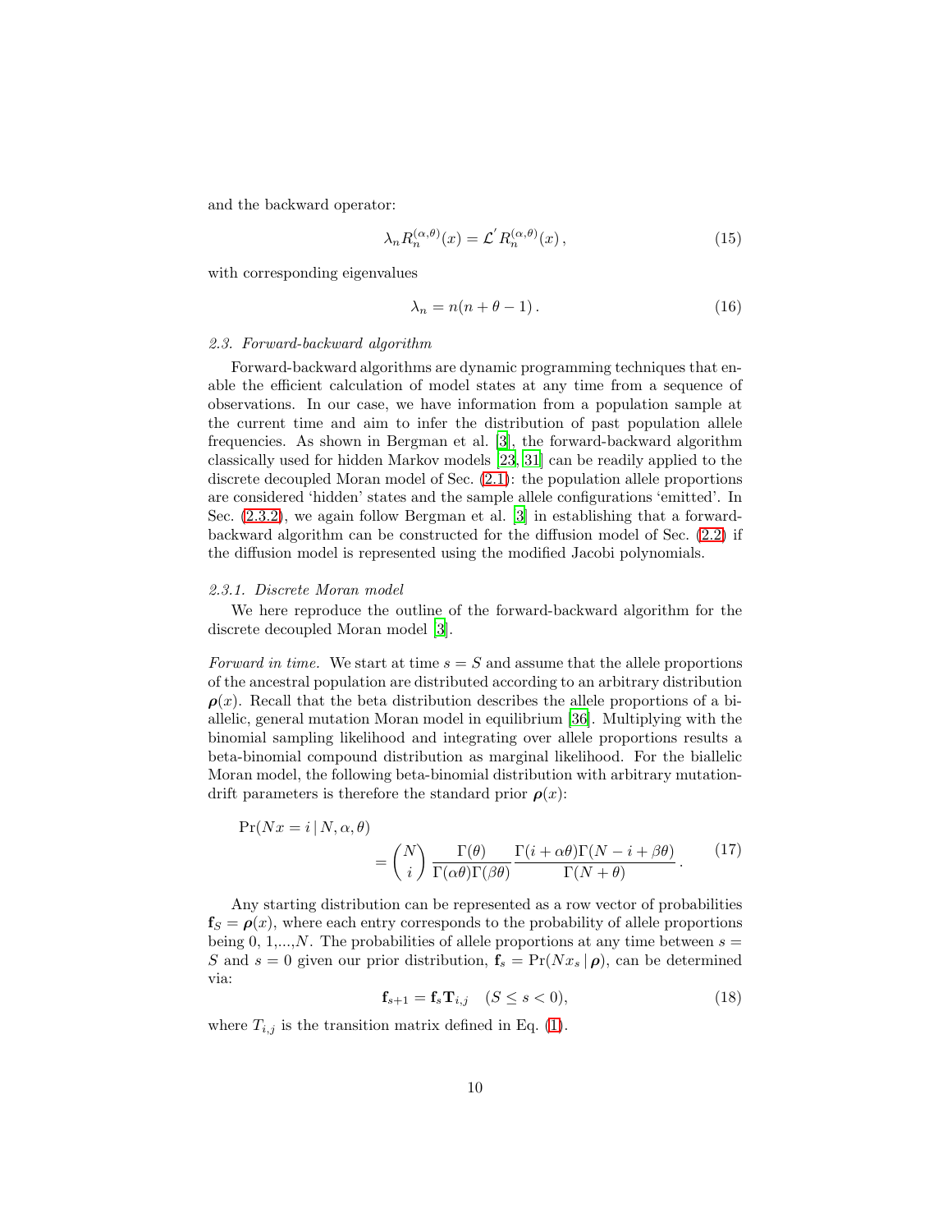and the backward operator:

$$\lambda_n R_n^{(\alpha,\theta)}(x) = \mathcal{L}^{'} R_n^{(\alpha,\theta)}(x)\,, \tag{15}$$

with corresponding eigenvalues

$$\lambda_n = n(n+\theta-1)\,. \tag{16}$$

### 2.3. Forward-backward algorithm

Forward-backward algorithms are dynamic programming techniques that enable the efficient calculation of model states at any time from a sequence of observations. In our case, we have information from a population sample at the current time and aim to infer the distribution of past population allele frequencies. As shown in Bergman et al. [3], the forward-backward algorithm classically used for hidden Markov models [23, 31] can be readily applied to the discrete decoupled Moran model of Sec. (2.1): the population allele proportions are considered 'hidden' states and the sample allele configurations 'emitted'. In Sec. (2.3.2), we again follow Bergman et al. [3] in establishing that a forward-backward algorithm can be constructed for the diffusion model of Sec. (2.2) if the diffusion model is represented using the modified Jacobi polynomials.

#### 2.3.1. Discrete Moran model

We here reproduce the outline of the forward-backward algorithm for the discrete decoupled Moran model [3].

*Forward in time.* We start at time $s = S$ and assume that the allele proportions of the ancestral population are distributed according to an arbitrary distribution $\boldsymbol{\rho}(x)$. Recall that the beta distribution describes the allele proportions of a bi-allelic, general mutation Moran model in equilibrium [36]. Multiplying with the binomial sampling likelihood and integrating over allele proportions results a beta-binomial compound distribution as marginal likelihood. For the biallelic Moran model, the following beta-binomial distribution with arbitrary mutation-drift parameters is therefore the standard prior $\boldsymbol{\rho}(x)$:

$$\Pr(Nx = i\,|\,N, \alpha, \theta) = \binom{N}{i}\frac{\Gamma(\theta)}{\Gamma(\alpha\theta)\Gamma(\beta\theta)}\frac{\Gamma(i+\alpha\theta)\Gamma(N-i+\beta\theta)}{\Gamma(N+\theta)}\,. \tag{17}$$

Any starting distribution can be represented as a row vector of probabilities $\mathbf{f}_S = \boldsymbol{\rho}(x)$, where each entry corresponds to the probability of allele proportions being 0, 1,...,$N$. The probabilities of allele proportions at any time between $s = S$ and $s = 0$ given our prior distribution, $\mathbf{f}_s = \Pr(Nx_s\,|\,\boldsymbol{\rho})$, can be determined via:

$$\mathbf{f}_{s+1} = \mathbf{f}_s \mathbf{T}_{i,j} \quad (S \leq s < 0), \tag{18}$$

where $T_{i,j}$ is the transition matrix defined in Eq. (1).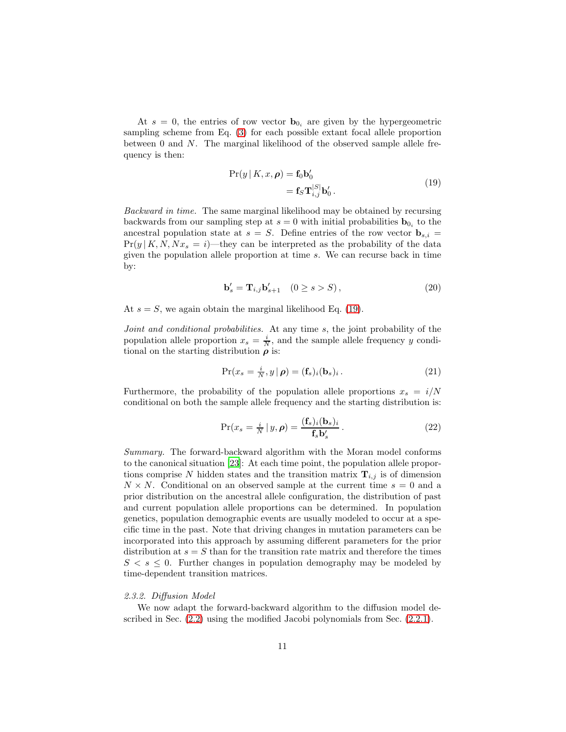At $s = 0$, the entries of row vector $\mathbf{b}_{0_i}$ are given by the hypergeometric sampling scheme from Eq. (3) for each possible extant focal allele proportion between 0 and $N$. The marginal likelihood of the observed sample allele frequency is then:

$$
\begin{aligned}
\Pr(y \,|\, K, x, \boldsymbol{\rho}) &= \mathbf{f}_0 \mathbf{b}_0' \\
&= \mathbf{f}_S \mathbf{T}_{i,j}^{|S|} \mathbf{b}_0' \,.
\end{aligned}
\tag{19}
$$

*Backward in time.* The same marginal likelihood may be obtained by recursing backwards from our sampling step at $s = 0$ with initial probabilities $\mathbf{b}_{0_i}$ to the ancestral population state at $s = S$. Define entries of the row vector $\mathbf{b}_{s,i} = \Pr(y \,|\, K, N, Nx_s = i)$—they can be interpreted as the probability of the data given the population allele proportion at time $s$. We can recurse back in time by:

$$
\mathbf{b}_s' = \mathbf{T}_{i,j} \mathbf{b}_{s+1}' \quad (0 \geq s > S) \,,
\tag{20}
$$

At $s = S$, we again obtain the marginal likelihood Eq. (19).

*Joint and conditional probabilities.* At any time $s$, the joint probability of the population allele proportion $x_s = \frac{i}{N}$, and the sample allele frequency $y$ conditional on the starting distribution $\boldsymbol{\rho}$ is:

$$
\Pr(x_s = \tfrac{i}{N}, y \,|\, \boldsymbol{\rho}) = (\mathbf{f}_s)_i (\mathbf{b}_s)_i \,.
\tag{21}
$$

Furthermore, the probability of the population allele proportions $x_s = i/N$ conditional on both the sample allele frequency and the starting distribution is:

$$
\Pr(x_s = \tfrac{i}{N} \,|\, y, \boldsymbol{\rho}) = \frac{(\mathbf{f}_s)_i (\mathbf{b}_s)_i}{\mathbf{f}_s \mathbf{b}_s'} \,.
\tag{22}
$$

*Summary.* The forward-backward algorithm with the Moran model conforms to the canonical situation [23]: At each time point, the population allele proportions comprise $N$ hidden states and the transition matrix $\mathbf{T}_{i,j}$ is of dimension $N \times N$. Conditional on an observed sample at the current time $s = 0$ and a prior distribution on the ancestral allele configuration, the distribution of past and current population allele proportions can be determined. In population genetics, population demographic events are usually modeled to occur at a specific time in the past. Note that driving changes in mutation parameters can be incorporated into this approach by assuming different parameters for the prior distribution at $s = S$ than for the transition rate matrix and therefore the times $S < s \leq 0$. Further changes in population demography may be modeled by time-dependent transition matrices.

#### *2.3.2. Diffusion Model*

We now adapt the forward-backward algorithm to the diffusion model described in Sec. (2.2) using the modified Jacobi polynomials from Sec. (2.2.1).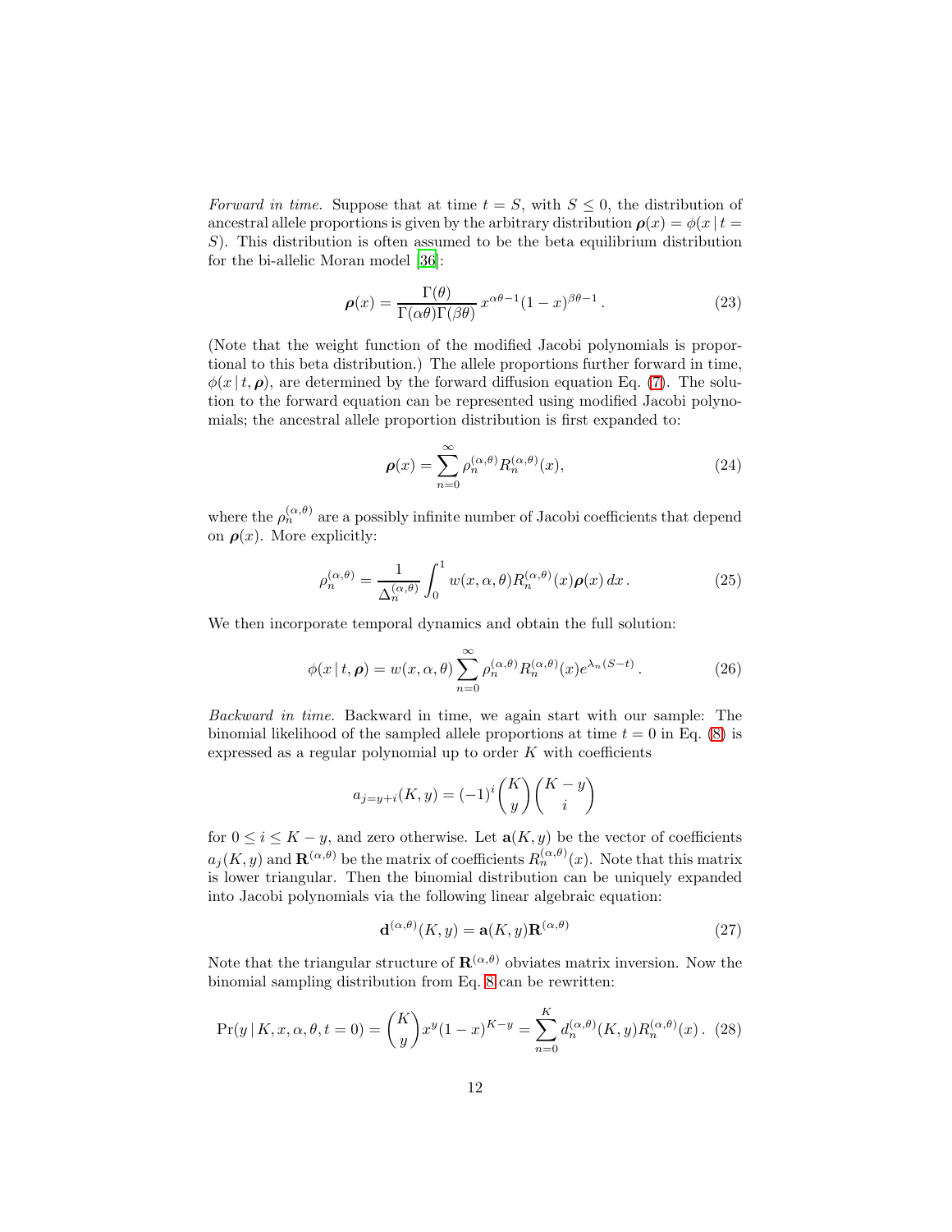*Forward in time.* Suppose that at time $t = S$, with $S \leq 0$, the distribution of ancestral allele proportions is given by the arbitrary distribution $\boldsymbol{\rho}(x) = \phi(x \,|\, t = S)$. This distribution is often assumed to be the beta equilibrium distribution for the bi-allelic Moran model [36]:

$$\boldsymbol{\rho}(x) = \frac{\Gamma(\theta)}{\Gamma(\alpha\theta)\Gamma(\beta\theta)} \, x^{\alpha\theta - 1}(1 - x)^{\beta\theta - 1} \,. \tag{23}$$

(Note that the weight function of the modified Jacobi polynomials is proportional to this beta distribution.) The allele proportions further forward in time, $\phi(x \,|\, t, \boldsymbol{\rho})$, are determined by the forward diffusion equation Eq. (7). The solution to the forward equation can be represented using modified Jacobi polynomials; the ancestral allele proportion distribution is first expanded to:

$$\boldsymbol{\rho}(x) = \sum_{n=0}^{\infty} \rho_n^{(\alpha,\theta)} R_n^{(\alpha,\theta)}(x), \tag{24}$$

where the $\rho_n^{(\alpha,\theta)}$ are a possibly infinite number of Jacobi coefficients that depend on $\boldsymbol{\rho}(x)$. More explicitly:

$$\rho_n^{(\alpha,\theta)} = \frac{1}{\Delta_n^{(\alpha,\theta)}} \int_0^1 w(x, \alpha, \theta) R_n^{(\alpha,\theta)}(x) \boldsymbol{\rho}(x) \, dx \,. \tag{25}$$

We then incorporate temporal dynamics and obtain the full solution:

$$\phi(x \,|\, t, \boldsymbol{\rho}) = w(x, \alpha, \theta) \sum_{n=0}^{\infty} \rho_n^{(\alpha,\theta)} R_n^{(\alpha,\theta)}(x) e^{\lambda_n (S - t)} \,. \tag{26}$$

*Backward in time.* Backward in time, we again start with our sample: The binomial likelihood of the sampled allele proportions at time $t = 0$ in Eq. (8) is expressed as a regular polynomial up to order $K$ with coefficients

$$a_{j=y+i}(K, y) = (-1)^i \binom{K}{y} \binom{K-y}{i}$$

for $0 \leq i \leq K - y$, and zero otherwise. Let $\mathbf{a}(K, y)$ be the vector of coefficients $a_j(K, y)$ and $\mathbf{R}^{(\alpha,\theta)}$ be the matrix of coefficients $R_n^{(\alpha,\theta)}(x)$. Note that this matrix is lower triangular. Then the binomial distribution can be uniquely expanded into Jacobi polynomials via the following linear algebraic equation:

$$\mathbf{d}^{(\alpha,\theta)}(K, y) = \mathbf{a}(K, y)\mathbf{R}^{(\alpha,\theta)} \tag{27}$$

Note that the triangular structure of $\mathbf{R}^{(\alpha,\theta)}$ obviates matrix inversion. Now the binomial sampling distribution from Eq. 8 can be rewritten:

$$\Pr(y \,|\, K, x, \alpha, \theta, t = 0) = \binom{K}{y} x^y (1 - x)^{K-y} = \sum_{n=0}^{K} d_n^{(\alpha,\theta)}(K, y) R_n^{(\alpha,\theta)}(x) \,. \tag{28}$$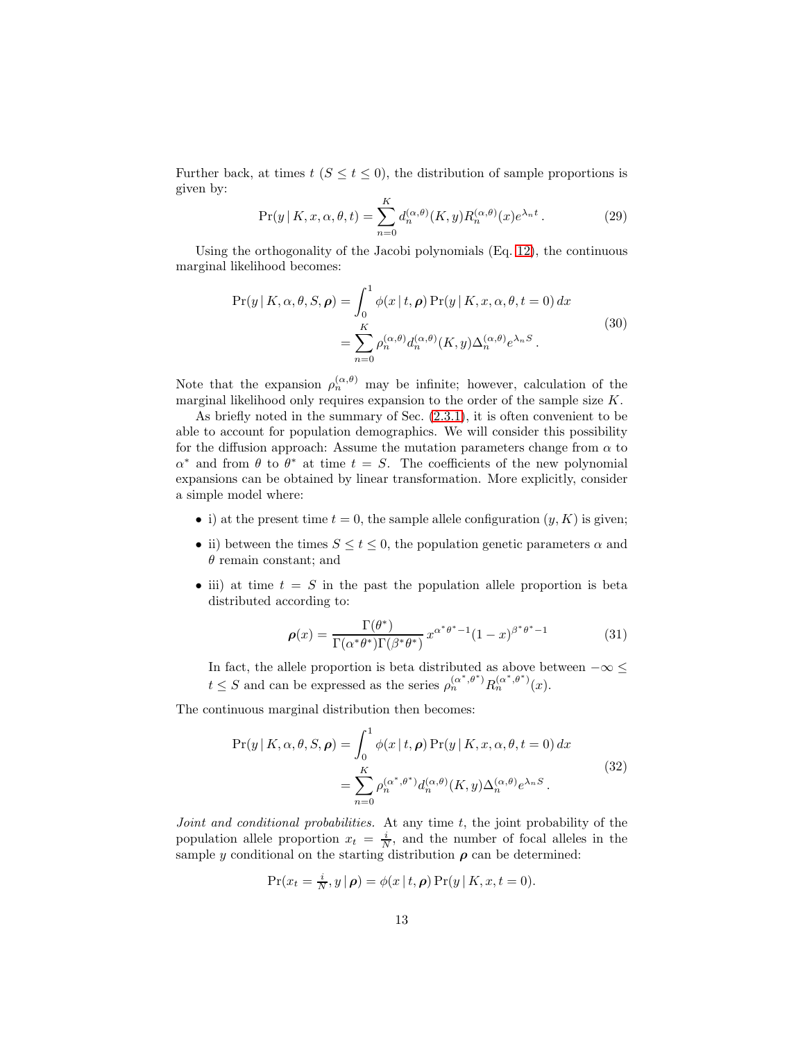Further back, at times $t$ ($S \leq t \leq 0$), the distribution of sample proportions is given by:

$$\Pr(y \mid K, x, \alpha, \theta, t) = \sum_{n=0}^{K} d_n^{(\alpha,\theta)}(K, y) R_n^{(\alpha,\theta)}(x) e^{\lambda_n t} \,. \tag{29}$$

Using the orthogonality of the Jacobi polynomials (Eq. 12), the continuous marginal likelihood becomes:

$$\begin{aligned} \Pr(y \mid K, \alpha, \theta, S, \boldsymbol{\rho}) &= \int_0^1 \phi(x \mid t, \boldsymbol{\rho}) \Pr(y \mid K, x, \alpha, \theta, t = 0) \, dx \\ &= \sum_{n=0}^{K} \rho_n^{(\alpha,\theta)} d_n^{(\alpha,\theta)}(K, y) \Delta_n^{(\alpha,\theta)} e^{\lambda_n S} \,. \end{aligned} \tag{30}$$

Note that the expansion $\rho_n^{(\alpha,\theta)}$ may be infinite; however, calculation of the marginal likelihood only requires expansion to the order of the sample size $K$.

As briefly noted in the summary of Sec. (2.3.1), it is often convenient to be able to account for population demographics. We will consider this possibility for the diffusion approach: Assume the mutation parameters change from $\alpha$ to $\alpha^*$ and from $\theta$ to $\theta^*$ at time $t = S$. The coefficients of the new polynomial expansions can be obtained by linear transformation. More explicitly, consider a simple model where:

- i) at the present time $t = 0$, the sample allele configuration $(y, K)$ is given;
- ii) between the times $S \leq t \leq 0$, the population genetic parameters $\alpha$ and $\theta$ remain constant; and
- iii) at time $t = S$ in the past the population allele proportion is beta distributed according to:

$$\boldsymbol{\rho}(x) = \frac{\Gamma(\theta^*)}{\Gamma(\alpha^*\theta^*)\Gamma(\beta^*\theta^*)} \, x^{\alpha^*\theta^*-1}(1-x)^{\beta^*\theta^*-1} \tag{31}$$

  In fact, the allele proportion is beta distributed as above between $-\infty \leq t \leq S$ and can be expressed as the series $\rho_n^{(\alpha^*,\theta^*)} R_n^{(\alpha^*,\theta^*)}(x)$.

The continuous marginal distribution then becomes:

$$\begin{aligned} \Pr(y \mid K, \alpha, \theta, S, \boldsymbol{\rho}) &= \int_0^1 \phi(x \mid t, \boldsymbol{\rho}) \Pr(y \mid K, x, \alpha, \theta, t = 0) \, dx \\ &= \sum_{n=0}^{K} \rho_n^{(\alpha^*,\theta^*)} d_n^{(\alpha,\theta)}(K, y) \Delta_n^{(\alpha,\theta)} e^{\lambda_n S} \,. \end{aligned} \tag{32}$$

*Joint and conditional probabilities.* At any time $t$, the joint probability of the population allele proportion $x_t = \frac{i}{N}$, and the number of focal alleles in the sample $y$ conditional on the starting distribution $\boldsymbol{\rho}$ can be determined:

$$\Pr(x_t = \tfrac{i}{N}, y \mid \boldsymbol{\rho}) = \phi(x \mid t, \boldsymbol{\rho}) \Pr(y \mid K, x, t = 0).$$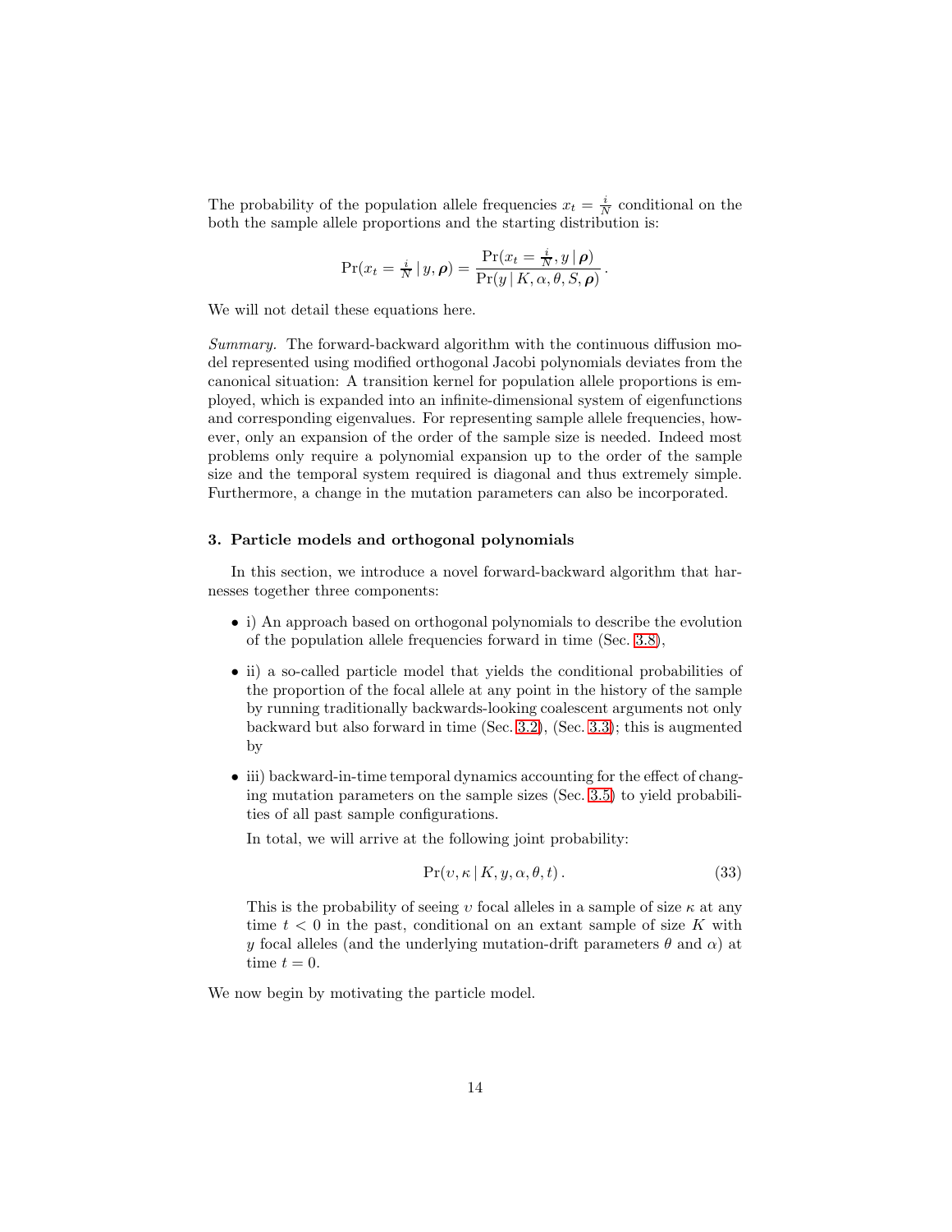The probability of the population allele frequencies $x_t = \frac{i}{N}$ conditional on the both the sample allele proportions and the starting distribution is:

$$\Pr(x_t = \tfrac{i}{N} \,|\, y, \boldsymbol{\rho}) = \frac{\Pr(x_t = \frac{i}{N}, y \,|\, \boldsymbol{\rho})}{\Pr(y \,|\, K, \alpha, \theta, S, \boldsymbol{\rho})}\,.$$

We will not detail these equations here.

*Summary.* The forward-backward algorithm with the continuous diffusion model represented using modified orthogonal Jacobi polynomials deviates from the canonical situation: A transition kernel for population allele proportions is employed, which is expanded into an infinite-dimensional system of eigenfunctions and corresponding eigenvalues. For representing sample allele frequencies, however, only an expansion of the order of the sample size is needed. Indeed most problems only require a polynomial expansion up to the order of the sample size and the temporal system required is diagonal and thus extremely simple. Furthermore, a change in the mutation parameters can also be incorporated.

## 3. Particle models and orthogonal polynomials

In this section, we introduce a novel forward-backward algorithm that harnesses together three components:

- i) An approach based on orthogonal polynomials to describe the evolution of the population allele frequencies forward in time (Sec. 3.8),
- ii) a so-called particle model that yields the conditional probabilities of the proportion of the focal allele at any point in the history of the sample by running traditionally backwards-looking coalescent arguments not only backward but also forward in time (Sec. 3.2), (Sec. 3.3); this is augmented by
- iii) backward-in-time temporal dynamics accounting for the effect of changing mutation parameters on the sample sizes (Sec. 3.5) to yield probabilities of all past sample configurations.

  In total, we will arrive at the following joint probability:

$$\Pr(\upsilon, \kappa \,|\, K, y, \alpha, \theta, t)\,. \tag{33}$$

  This is the probability of seeing $\upsilon$ focal alleles in a sample of size $\kappa$ at any time $t < 0$ in the past, conditional on an extant sample of size $K$ with $y$ focal alleles (and the underlying mutation-drift parameters $\theta$ and $\alpha$) at time $t = 0$.

We now begin by motivating the particle model.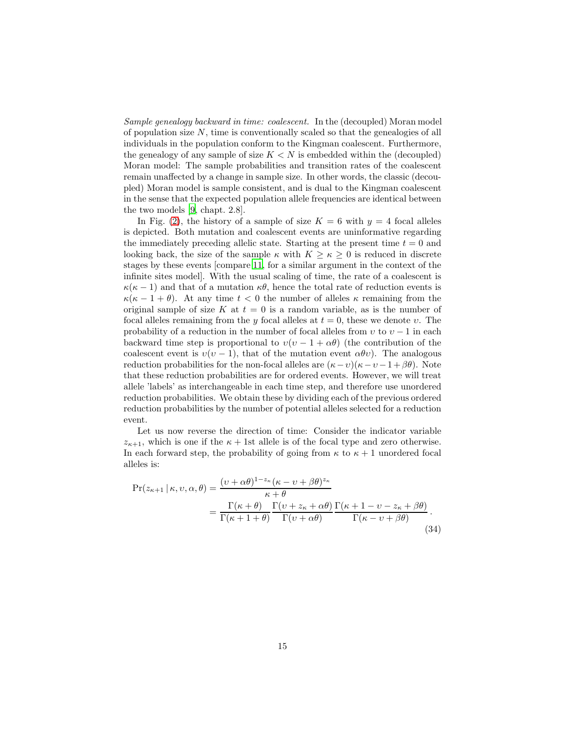*Sample genealogy backward in time: coalescent.* In the (decoupled) Moran model of population size $N$, time is conventionally scaled so that the genealogies of all individuals in the population conform to the Kingman coalescent. Furthermore, the genealogy of any sample of size $K < N$ is embedded within the (decoupled) Moran model: The sample probabilities and transition rates of the coalescent remain unaffected by a change in sample size. In other words, the classic (decoupled) Moran model is sample consistent, and is dual to the Kingman coalescent in the sense that the expected population allele frequencies are identical between the two models [9, chapt. 2.8].

In Fig. (2), the history of a sample of size $K = 6$ with $y = 4$ focal alleles is depicted. Both mutation and coalescent events are uninformative regarding the immediately preceding allelic state. Starting at the present time $t = 0$ and looking back, the size of the sample $\kappa$ with $K \geq \kappa \geq 0$ is reduced in discrete stages by these events [compare 11, for a similar argument in the context of the infinite sites model]. With the usual scaling of time, the rate of a coalescent is $\kappa(\kappa - 1)$ and that of a mutation $\kappa\theta$, hence the total rate of reduction events is $\kappa(\kappa - 1 + \theta)$. At any time $t < 0$ the number of alleles $\kappa$ remaining from the original sample of size $K$ at $t = 0$ is a random variable, as is the number of focal alleles remaining from the $y$ focal alleles at $t = 0$, these we denote $\upsilon$. The probability of a reduction in the number of focal alleles from $\upsilon$ to $\upsilon - 1$ in each backward time step is proportional to $\upsilon(\upsilon - 1 + \alpha\theta)$ (the contribution of the coalescent event is $\upsilon(\upsilon - 1)$, that of the mutation event $\alpha\theta\upsilon$). The analogous reduction probabilities for the non-focal alleles are $(\kappa - \upsilon)(\kappa - \upsilon - 1 + \beta\theta)$. Note that these reduction probabilities are for ordered events. However, we will treat allele 'labels' as interchangeable in each time step, and therefore use unordered reduction probabilities. We obtain these by dividing each of the previous ordered reduction probabilities by the number of potential alleles selected for a reduction event.

Let us now reverse the direction of time: Consider the indicator variable $z_{\kappa+1}$, which is one if the $\kappa + 1$st allele is of the focal type and zero otherwise. In each forward step, the probability of going from $\kappa$ to $\kappa + 1$ unordered focal alleles is:

$$
\begin{aligned}
\Pr(z_{\kappa+1} \,|\, \kappa, \upsilon, \alpha, \theta) &= \frac{(\upsilon + \alpha\theta)^{1-z_\kappa}(\kappa - \upsilon + \beta\theta)^{z_\kappa}}{\kappa + \theta} \\
&= \frac{\Gamma(\kappa + \theta)}{\Gamma(\kappa + 1 + \theta)} \frac{\Gamma(\upsilon + z_\kappa + \alpha\theta)}{\Gamma(\upsilon + \alpha\theta)} \frac{\Gamma(\kappa + 1 - \upsilon - z_\kappa + \beta\theta)}{\Gamma(\kappa - \upsilon + \beta\theta)} \,.
\end{aligned}
\tag{34}
$$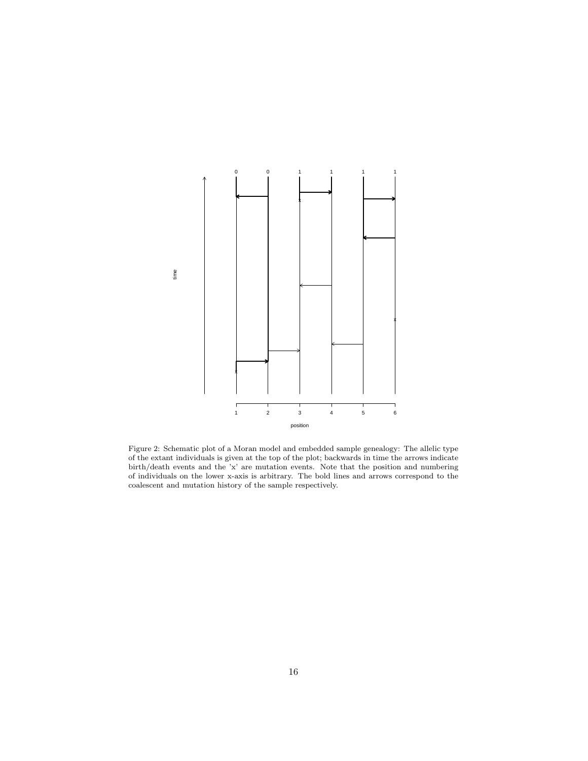Figure 2: Schematic plot of a Moran model and embedded sample genealogy: The allelic type of the extant individuals is given at the top of the plot; backwards in time the arrows indicate birth/death events and the 'x' are mutation events. Note that the position and numbering of individuals on the lower x-axis is arbitrary. The bold lines and arrows correspond to the coalescent and mutation history of the sample respectively.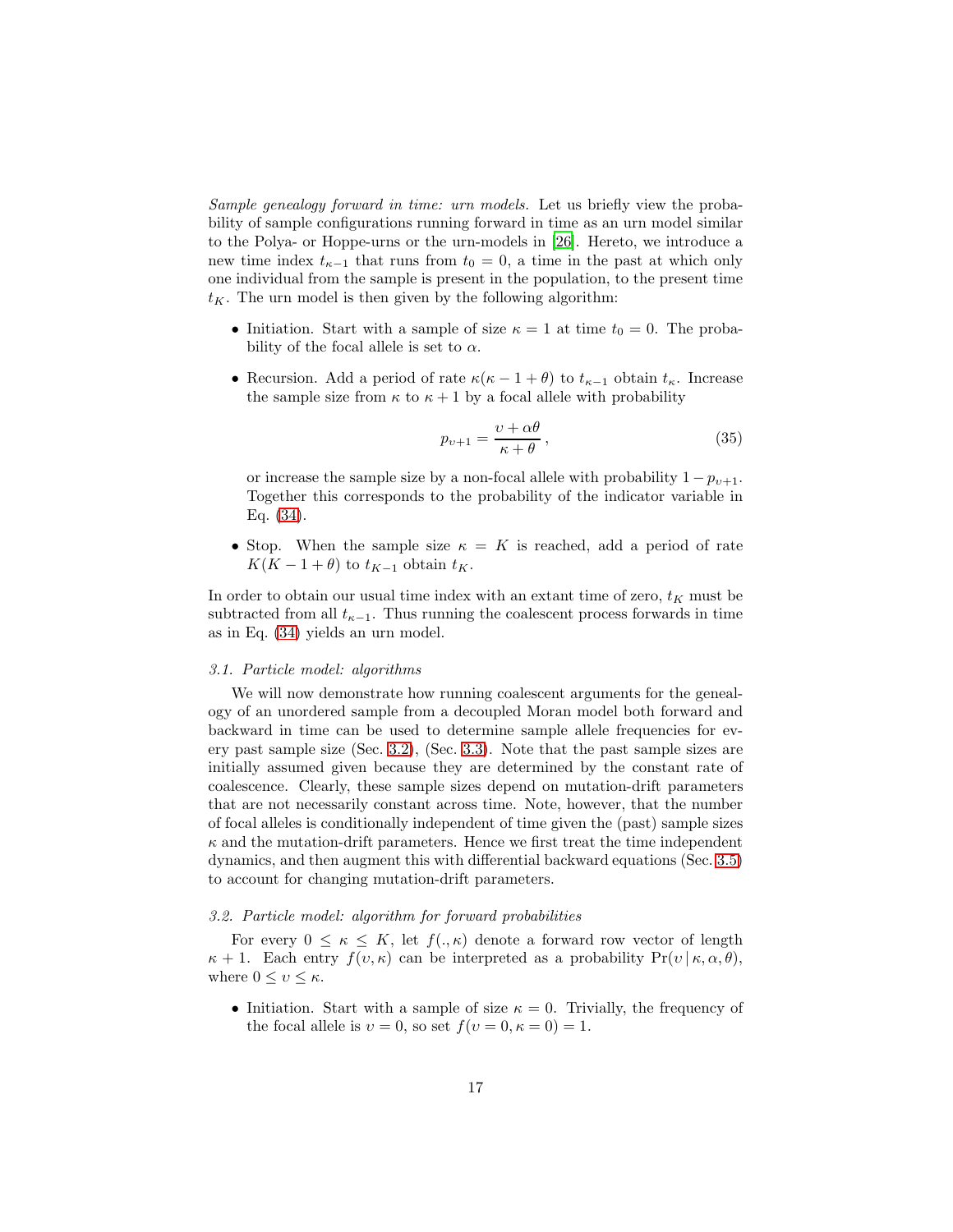*Sample genealogy forward in time: urn models.* Let us briefly view the probability of sample configurations running forward in time as an urn model similar to the Polya- or Hoppe-urns or the urn-models in [26]. Hereto, we introduce a new time index $t_{\kappa-1}$ that runs from $t_0 = 0$, a time in the past at which only one individual from the sample is present in the population, to the present time $t_K$. The urn model is then given by the following algorithm:

- Initiation. Start with a sample of size $\kappa = 1$ at time $t_0 = 0$. The probability of the focal allele is set to $\alpha$.
- Recursion. Add a period of rate $\kappa(\kappa - 1 + \theta)$ to $t_{\kappa-1}$ obtain $t_\kappa$. Increase the sample size from $\kappa$ to $\kappa + 1$ by a focal allele with probability

$$p_{\upsilon+1} = \frac{\upsilon + \alpha\theta}{\kappa + \theta}\,, \tag{35}$$

  or increase the sample size by a non-focal allele with probability $1 - p_{\upsilon+1}$. Together this corresponds to the probability of the indicator variable in Eq. (34).
- Stop. When the sample size $\kappa = K$ is reached, add a period of rate $K(K - 1 + \theta)$ to $t_{K-1}$ obtain $t_K$.

In order to obtain our usual time index with an extant time of zero, $t_K$ must be subtracted from all $t_{\kappa-1}$. Thus running the coalescent process forwards in time as in Eq. (34) yields an urn model.

### 3.1. Particle model: algorithms

We will now demonstrate how running coalescent arguments for the genealogy of an unordered sample from a decoupled Moran model both forward and backward in time can be used to determine sample allele frequencies for every past sample size (Sec. 3.2), (Sec. 3.3). Note that the past sample sizes are initially assumed given because they are determined by the constant rate of coalescence. Clearly, these sample sizes depend on mutation-drift parameters that are not necessarily constant across time. Note, however, that the number of focal alleles is conditionally independent of time given the (past) sample sizes $\kappa$ and the mutation-drift parameters. Hence we first treat the time independent dynamics, and then augment this with differential backward equations (Sec. 3.5) to account for changing mutation-drift parameters.

### 3.2. Particle model: algorithm for forward probabilities

For every $0 \le \kappa \le K$, let $f(.,\kappa)$ denote a forward row vector of length $\kappa + 1$. Each entry $f(\upsilon, \kappa)$ can be interpreted as a probability $\Pr(\upsilon \mid \kappa, \alpha, \theta)$, where $0 \le \upsilon \le \kappa$.

- Initiation. Start with a sample of size $\kappa = 0$. Trivially, the frequency of the focal allele is $\upsilon = 0$, so set $f(\upsilon = 0, \kappa = 0) = 1$.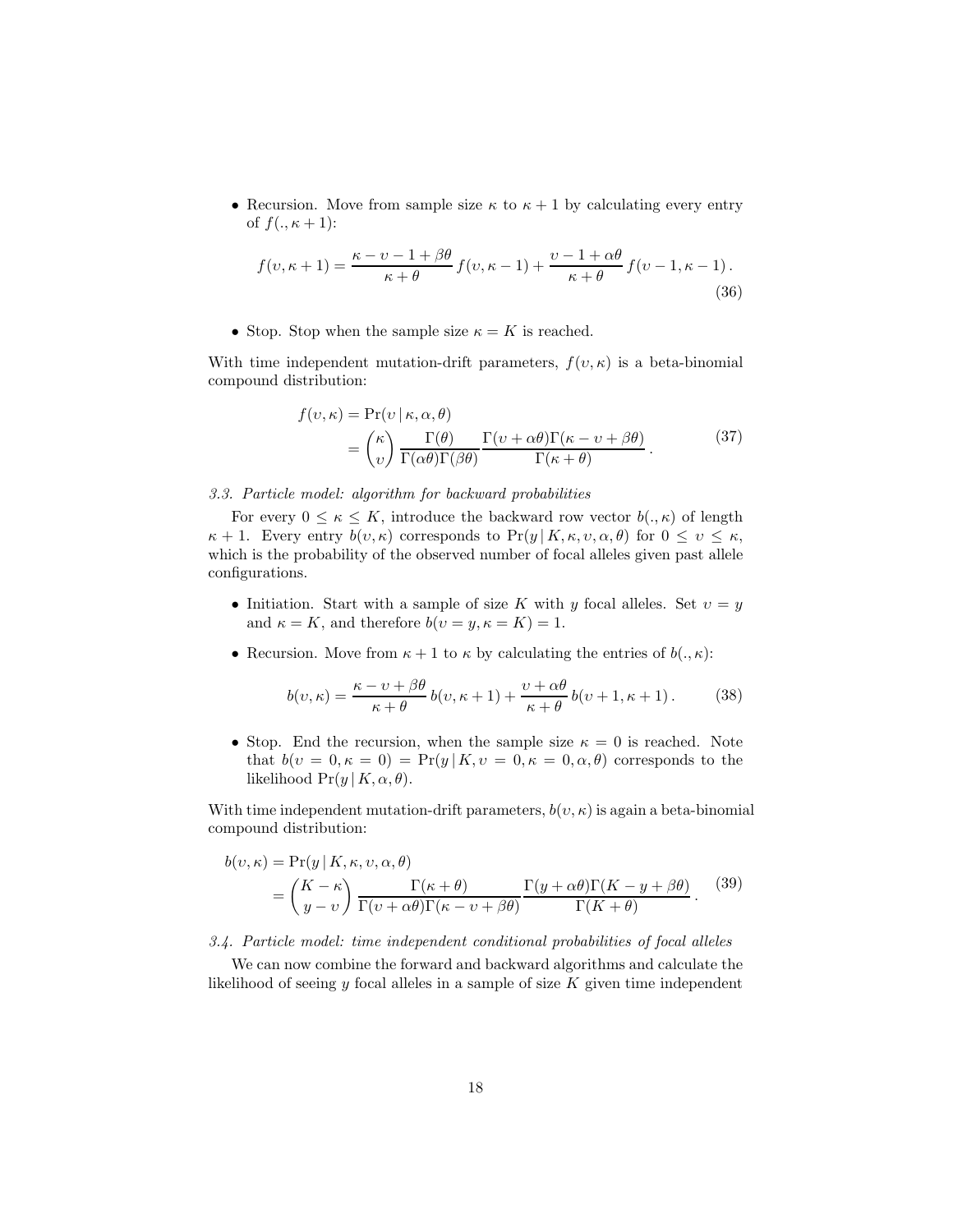- Recursion. Move from sample size $\kappa$ to $\kappa+1$ by calculating every entry of $f(.,\kappa+1)$:

$$
f(\upsilon,\kappa+1) = \frac{\kappa-\upsilon-1+\beta\theta}{\kappa+\theta}\, f(\upsilon,\kappa-1) + \frac{\upsilon-1+\alpha\theta}{\kappa+\theta}\, f(\upsilon-1,\kappa-1)\,. \tag{36}
$$

- Stop. Stop when the sample size $\kappa = K$ is reached.

With time independent mutation-drift parameters, $f(\upsilon,\kappa)$ is a beta-binomial compound distribution:

$$
\begin{aligned}
f(\upsilon,\kappa) &= \Pr(\upsilon \,|\, \kappa,\alpha,\theta) \\
&= \binom{\kappa}{\upsilon} \frac{\Gamma(\theta)}{\Gamma(\alpha\theta)\Gamma(\beta\theta)} \frac{\Gamma(\upsilon+\alpha\theta)\Gamma(\kappa-\upsilon+\beta\theta)}{\Gamma(\kappa+\theta)}\,.
\end{aligned} \tag{37}
$$

### *3.3. Particle model: algorithm for backward probabilities*

For every $0 \le \kappa \le K$, introduce the backward row vector $b(.,\kappa)$ of length $\kappa+1$. Every entry $b(\upsilon,\kappa)$ corresponds to $\Pr(y \,|\, K,\kappa,\upsilon,\alpha,\theta)$ for $0 \le \upsilon \le \kappa$, which is the probability of the observed number of focal alleles given past allele configurations.

- Initiation. Start with a sample of size $K$ with $y$ focal alleles. Set $\upsilon = y$ and $\kappa = K$, and therefore $b(\upsilon = y, \kappa = K) = 1$.

- Recursion. Move from $\kappa+1$ to $\kappa$ by calculating the entries of $b(.,\kappa)$:

$$
b(\upsilon,\kappa) = \frac{\kappa-\upsilon+\beta\theta}{\kappa+\theta}\, b(\upsilon,\kappa+1) + \frac{\upsilon+\alpha\theta}{\kappa+\theta}\, b(\upsilon+1,\kappa+1)\,. \tag{38}
$$

- Stop. End the recursion, when the sample size $\kappa = 0$ is reached. Note that $b(\upsilon = 0, \kappa = 0) = \Pr(y \,|\, K, \upsilon = 0, \kappa = 0, \alpha, \theta)$ corresponds to the likelihood $\Pr(y \,|\, K,\alpha,\theta)$.

With time independent mutation-drift parameters, $b(\upsilon,\kappa)$ is again a beta-binomial compound distribution:

$$
\begin{aligned}
b(\upsilon,\kappa) &= \Pr(y \,|\, K,\kappa,\upsilon,\alpha,\theta) \\
&= \binom{K-\kappa}{y-\upsilon} \frac{\Gamma(\kappa+\theta)}{\Gamma(\upsilon+\alpha\theta)\Gamma(\kappa-\upsilon+\beta\theta)} \frac{\Gamma(y+\alpha\theta)\Gamma(K-y+\beta\theta)}{\Gamma(K+\theta)}\,.
\end{aligned} \tag{39}
$$

### *3.4. Particle model: time independent conditional probabilities of focal alleles*

We can now combine the forward and backward algorithms and calculate the likelihood of seeing $y$ focal alleles in a sample of size $K$ given time independent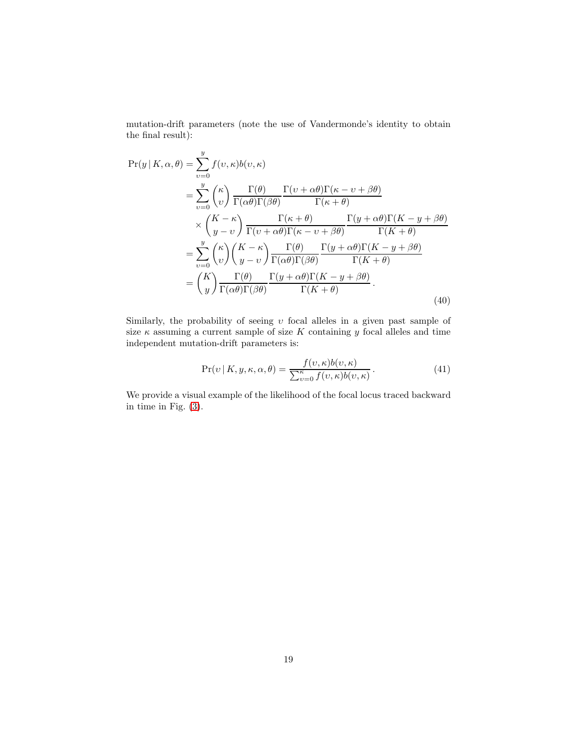mutation-drift parameters (note the use of Vandermonde's identity to obtain the final result):

$$
\begin{aligned}
\Pr(y \mid K, \alpha, \theta) &= \sum_{\upsilon=0}^{y} f(\upsilon, \kappa) b(\upsilon, \kappa) \\
&= \sum_{\upsilon=0}^{y} \binom{\kappa}{\upsilon} \frac{\Gamma(\theta)}{\Gamma(\alpha\theta)\Gamma(\beta\theta)} \frac{\Gamma(\upsilon + \alpha\theta)\Gamma(\kappa - \upsilon + \beta\theta)}{\Gamma(\kappa + \theta)} \\
&\quad \times \binom{K - \kappa}{y - \upsilon} \frac{\Gamma(\kappa + \theta)}{\Gamma(\upsilon + \alpha\theta)\Gamma(\kappa - \upsilon + \beta\theta)} \frac{\Gamma(y + \alpha\theta)\Gamma(K - y + \beta\theta)}{\Gamma(K + \theta)} \\
&= \sum_{\upsilon=0}^{y} \binom{\kappa}{\upsilon} \binom{K - \kappa}{y - \upsilon} \frac{\Gamma(\theta)}{\Gamma(\alpha\theta)\Gamma(\beta\theta)} \frac{\Gamma(y + \alpha\theta)\Gamma(K - y + \beta\theta)}{\Gamma(K + \theta)} \\
&= \binom{K}{y} \frac{\Gamma(\theta)}{\Gamma(\alpha\theta)\Gamma(\beta\theta)} \frac{\Gamma(y + \alpha\theta)\Gamma(K - y + \beta\theta)}{\Gamma(K + \theta)} .
\end{aligned}
\tag{40}
$$

Similarly, the probability of seeing $\upsilon$ focal alleles in a given past sample of size $\kappa$ assuming a current sample of size $K$ containing $y$ focal alleles and time independent mutation-drift parameters is:

$$
\Pr(\upsilon \mid K, y, \kappa, \alpha, \theta) = \frac{f(\upsilon, \kappa) b(\upsilon, \kappa)}{\sum_{\upsilon=0}^{\kappa} f(\upsilon, \kappa) b(\upsilon, \kappa)} .
\tag{41}
$$

We provide a visual example of the likelihood of the focal locus traced backward in time in Fig. (3).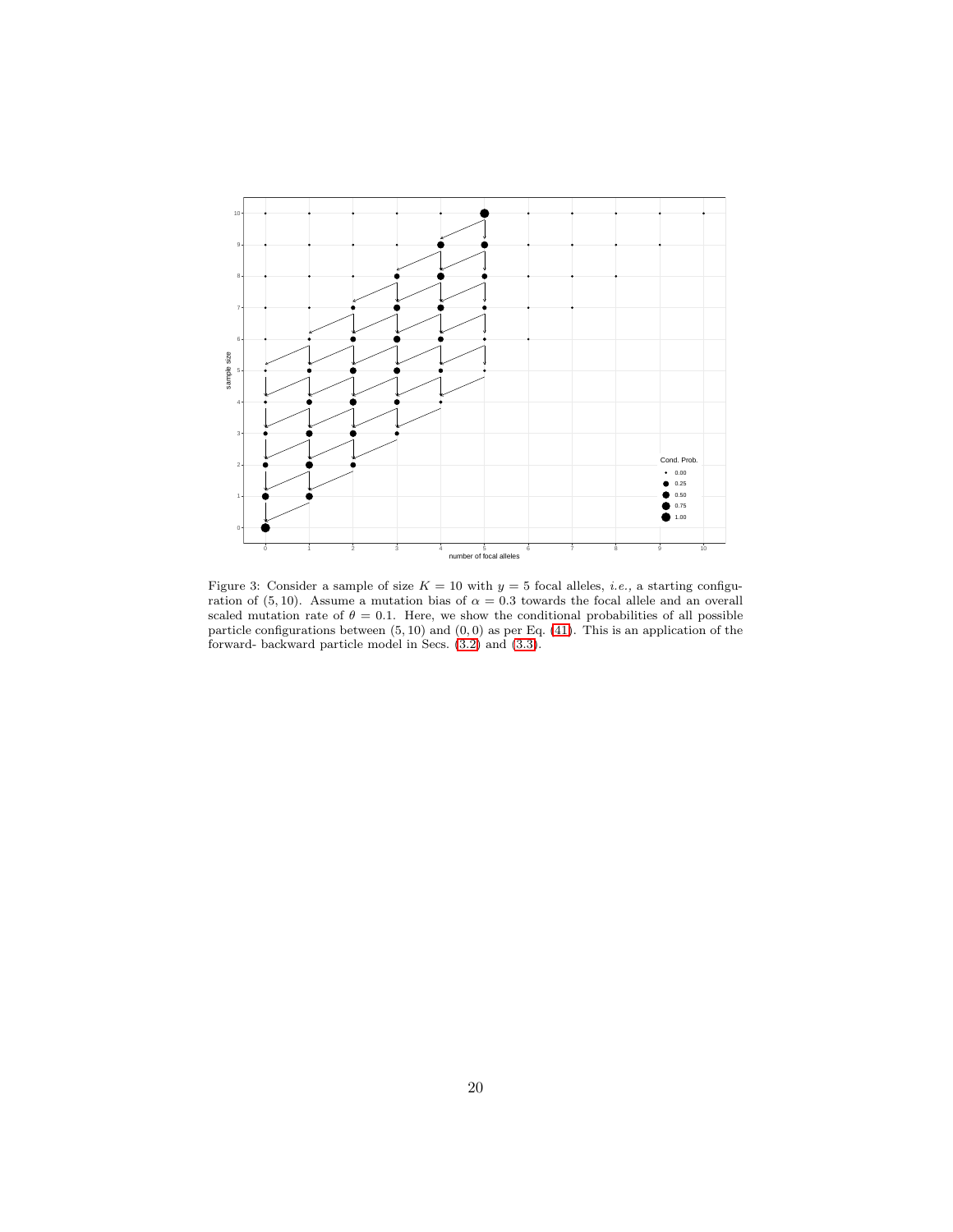Figure 3: Consider a sample of size $K = 10$ with $y = 5$ focal alleles, *i.e.*, a starting configuration of $(5, 10)$. Assume a mutation bias of $\alpha = 0.3$ towards the focal allele and an overall scaled mutation rate of $\theta = 0.1$. Here, we show the conditional probabilities of all possible particle configurations between $(5, 10)$ and $(0, 0)$ as per Eq. (41). This is an application of the forward- backward particle model in Secs. (3.2) and (3.3).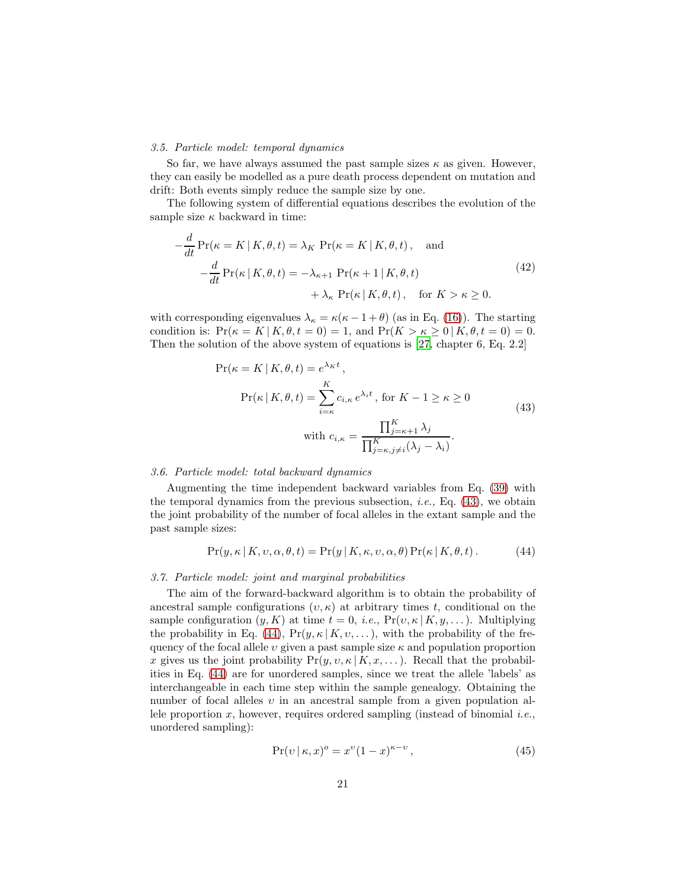### 3.5. Particle model: temporal dynamics

So far, we have always assumed the past sample sizes $\kappa$ as given. However, they can easily be modelled as a pure death process dependent on mutation and drift: Both events simply reduce the sample size by one.

The following system of differential equations describes the evolution of the sample size $\kappa$ backward in time:

$$
\begin{aligned}
-\frac{d}{dt}\Pr(\kappa = K \,|\, K, \theta, t) &= \lambda_K \;\Pr(\kappa = K \,|\, K, \theta, t)\,, \quad \text{and} \\
-\frac{d}{dt}\Pr(\kappa \,|\, K, \theta, t) &= -\lambda_{\kappa+1}\;\Pr(\kappa+1 \,|\, K, \theta, t) \\
&\quad + \lambda_\kappa \;\Pr(\kappa \,|\, K, \theta, t)\,, \quad \text{for } K > \kappa \geq 0.
\end{aligned}
\tag{42}
$$

with corresponding eigenvalues $\lambda_\kappa = \kappa(\kappa - 1 + \theta)$ (as in Eq. (16)). The starting condition is: $\Pr(\kappa = K \,|\, K, \theta, t = 0) = 1$, and $\Pr(K > \kappa \geq 0 \,|\, K, \theta, t = 0) = 0$. Then the solution of the above system of equations is [27, chapter 6, Eq. 2.2]

$$
\begin{aligned}
\Pr(\kappa = K \,|\, K, \theta, t) &= e^{\lambda_K t}\,, \\
\Pr(\kappa \,|\, K, \theta, t) &= \sum_{i=\kappa}^{K} c_{i,\kappa}\, e^{\lambda_i t}\,, \text{ for } K-1 \geq \kappa \geq 0 \\
&\quad \text{with } c_{i,\kappa} = \frac{\prod_{j=\kappa+1}^{K} \lambda_j}{\prod_{j=\kappa, j\neq i}^{K} (\lambda_j - \lambda_i)}.
\end{aligned}
\tag{43}
$$

### 3.6. Particle model: total backward dynamics

Augmenting the time independent backward variables from Eq. (39) with the temporal dynamics from the previous subsection, *i.e.,* Eq. (43), we obtain the joint probability of the number of focal alleles in the extant sample and the past sample sizes:

$$
\Pr(y, \kappa \,|\, K, \upsilon, \alpha, \theta, t) = \Pr(y \,|\, K, \kappa, \upsilon, \alpha, \theta)\,\Pr(\kappa \,|\, K, \theta, t)\,. \tag{44}
$$

### 3.7. Particle model: joint and marginal probabilities

The aim of the forward-backward algorithm is to obtain the probability of ancestral sample configurations $(\upsilon, \kappa)$ at arbitrary times $t$, conditional on the sample configuration $(y, K)$ at time $t = 0$, *i.e.,* $\Pr(\upsilon, \kappa \,|\, K, y, \dots)$. Multiplying the probability in Eq. (44), $\Pr(y, \kappa \,|\, K, \upsilon, \dots)$, with the probability of the frequency of the focal allele $\upsilon$ given a past sample size $\kappa$ and population proportion $x$ gives us the joint probability $\Pr(y, \upsilon, \kappa \,|\, K, x, \dots)$. Recall that the probabilities in Eq. (44) are for unordered samples, since we treat the allele 'labels' as interchangeable in each time step within the sample genealogy. Obtaining the number of focal alleles $\upsilon$ in an ancestral sample from a given population allele proportion $x$, however, requires ordered sampling (instead of binomial *i.e.,* unordered sampling):

$$
\Pr(\upsilon \,|\, \kappa, x)^o = x^\upsilon (1 - x)^{\kappa - \upsilon}\,, \tag{45}
$$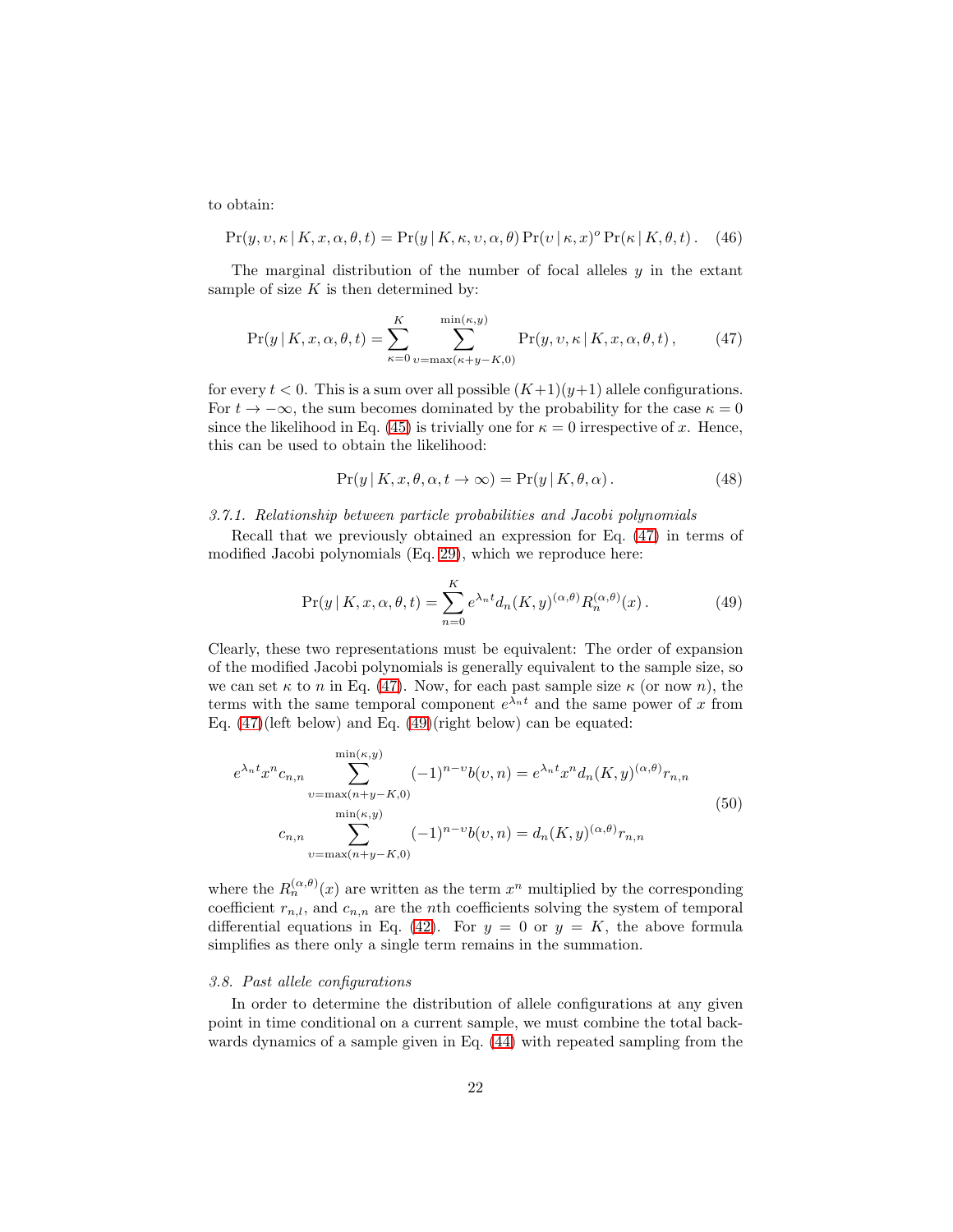to obtain:

$$\Pr(y, \upsilon, \kappa \,|\, K, x, \alpha, \theta, t) = \Pr(y \,|\, K, \kappa, \upsilon, \alpha, \theta) \Pr(\upsilon \,|\, \kappa, x)^o \Pr(\kappa \,|\, K, \theta, t) \,. \quad (46)$$

The marginal distribution of the number of focal alleles $y$ in the extant sample of size $K$ is then determined by:

$$\Pr(y \,|\, K, x, \alpha, \theta, t) = \sum_{\kappa=0}^{K} \sum_{\upsilon=\max(\kappa+y-K,0)}^{\min(\kappa,y)} \Pr(y, \upsilon, \kappa \,|\, K, x, \alpha, \theta, t) \,, \quad (47)$$

for every $t < 0$. This is a sum over all possible $(K+1)(y+1)$ allele configurations. For $t \to -\infty$, the sum becomes dominated by the probability for the case $\kappa = 0$ since the likelihood in Eq. (45) is trivially one for $\kappa = 0$ irrespective of $x$. Hence, this can be used to obtain the likelihood:

$$\Pr(y \,|\, K, x, \theta, \alpha, t \to \infty) = \Pr(y \,|\, K, \theta, \alpha) \,. \quad (48)$$

*3.7.1. Relationship between particle probabilities and Jacobi polynomials*

Recall that we previously obtained an expression for Eq. (47) in terms of modified Jacobi polynomials (Eq. 29), which we reproduce here:

$$\Pr(y \,|\, K, x, \alpha, \theta, t) = \sum_{n=0}^{K} e^{\lambda_n t} d_n(K, y)^{(\alpha,\theta)} R_n^{(\alpha,\theta)}(x) \,. \quad (49)$$

Clearly, these two representations must be equivalent: The order of expansion of the modified Jacobi polynomials is generally equivalent to the sample size, so we can set $\kappa$ to $n$ in Eq. (47). Now, for each past sample size $\kappa$ (or now $n$), the terms with the same temporal component $e^{\lambda_n t}$ and the same power of $x$ from Eq. (47)(left below) and Eq. (49)(right below) can be equated:

$$\begin{aligned} e^{\lambda_n t} x^n c_{n,n} \sum_{\upsilon=\max(n+y-K,0)}^{\min(\kappa,y)} (-1)^{n-\upsilon} b(\upsilon, n) &= e^{\lambda_n t} x^n d_n(K, y)^{(\alpha,\theta)} r_{n,n} \\ c_{n,n} \sum_{\upsilon=\max(n+y-K,0)}^{\min(\kappa,y)} (-1)^{n-\upsilon} b(\upsilon, n) &= d_n(K, y)^{(\alpha,\theta)} r_{n,n} \end{aligned} \quad (50)$$

where the $R_n^{(\alpha,\theta)}(x)$ are written as the term $x^n$ multiplied by the corresponding coefficient $r_{n,l}$, and $c_{n,n}$ are the $n$th coefficients solving the system of temporal differential equations in Eq. (42). For $y = 0$ or $y = K$, the above formula simplifies as there only a single term remains in the summation.

*3.8. Past allele configurations*

In order to determine the distribution of allele configurations at any given point in time conditional on a current sample, we must combine the total backwards dynamics of a sample given in Eq. (44) with repeated sampling from the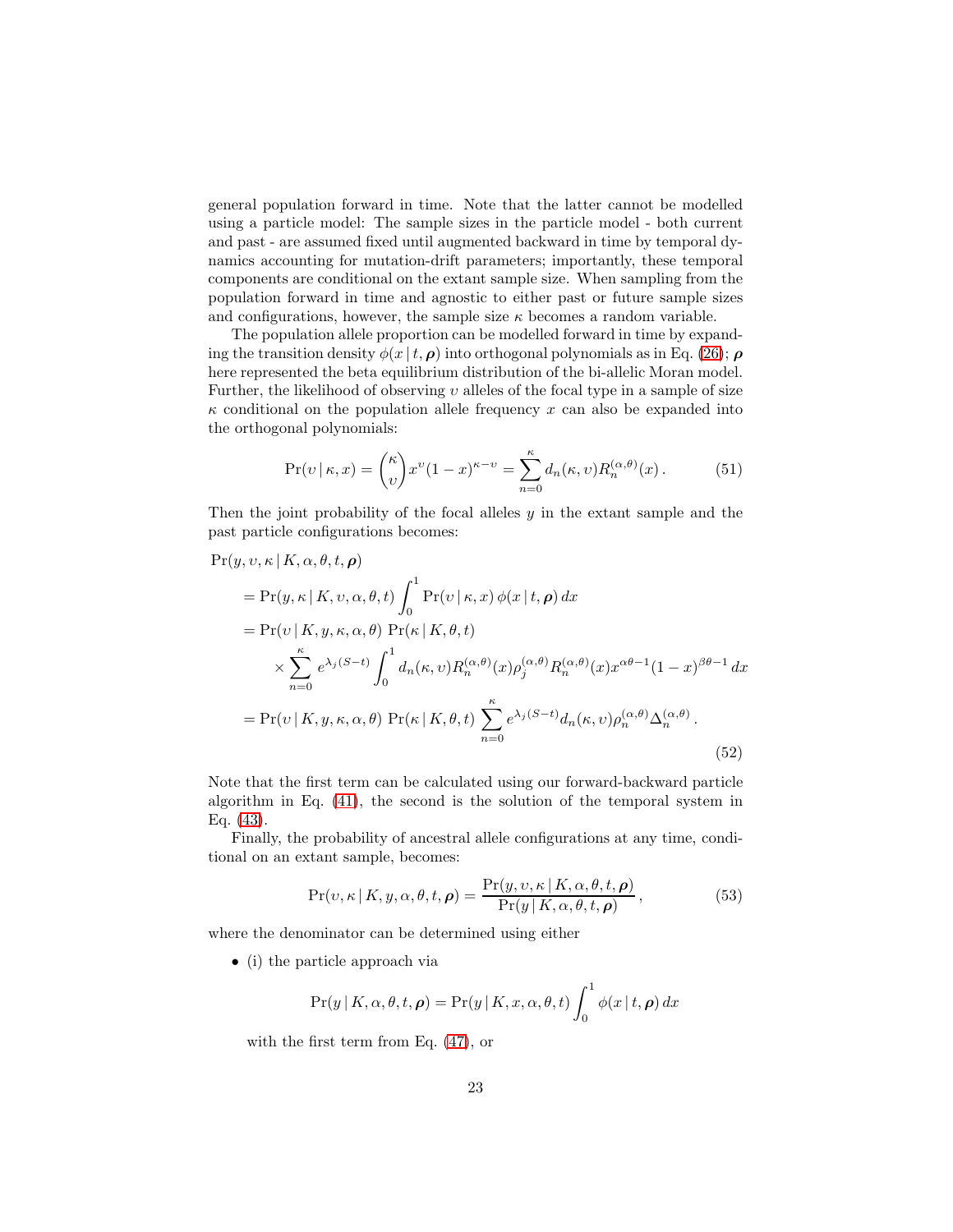general population forward in time. Note that the latter cannot be modelled using a particle model: The sample sizes in the particle model - both current and past - are assumed fixed until augmented backward in time by temporal dynamics accounting for mutation-drift parameters; importantly, these temporal components are conditional on the extant sample size. When sampling from the population forward in time and agnostic to either past or future sample sizes and configurations, however, the sample size $\kappa$ becomes a random variable.

The population allele proportion can be modelled forward in time by expanding the transition density $\phi(x \,|\, t, \boldsymbol{\rho})$ into orthogonal polynomials as in Eq. (26); $\boldsymbol{\rho}$ here represented the beta equilibrium distribution of the bi-allelic Moran model. Further, the likelihood of observing $\upsilon$ alleles of the focal type in a sample of size $\kappa$ conditional on the population allele frequency $x$ can also be expanded into the orthogonal polynomials:

$$
\Pr(\upsilon \,|\, \kappa, x) = \binom{\kappa}{\upsilon} x^{\upsilon}(1-x)^{\kappa-\upsilon} = \sum_{n=0}^{\kappa} d_n(\kappa, \upsilon) R_n^{(\alpha,\theta)}(x) \,. \tag{51}
$$

Then the joint probability of the focal alleles $y$ in the extant sample and the past particle configurations becomes:

$$
\begin{aligned}
&\Pr(y, \upsilon, \kappa \,|\, K, \alpha, \theta, t, \boldsymbol{\rho}) \\
&\quad = \Pr(y, \kappa \,|\, K, \upsilon, \alpha, \theta, t) \int_0^1 \Pr(\upsilon \,|\, \kappa, x)\, \phi(x \,|\, t, \boldsymbol{\rho})\, dx \\
&\quad = \Pr(\upsilon \,|\, K, y, \kappa, \alpha, \theta) \; \Pr(\kappa \,|\, K, \theta, t) \\
&\qquad \times \sum_{n=0}^{\kappa} e^{\lambda_j (S-t)} \int_0^1 d_n(\kappa, \upsilon) R_n^{(\alpha,\theta)}(x) \rho_j^{(\alpha,\theta)} R_n^{(\alpha,\theta)}(x) x^{\alpha\theta-1}(1-x)^{\beta\theta-1}\, dx \\
&\quad = \Pr(\upsilon \,|\, K, y, \kappa, \alpha, \theta) \; \Pr(\kappa \,|\, K, \theta, t) \sum_{n=0}^{\kappa} e^{\lambda_j (S-t)} d_n(\kappa, \upsilon) \rho_n^{(\alpha,\theta)} \Delta_n^{(\alpha,\theta)} \,.
\end{aligned} \tag{52}
$$

Note that the first term can be calculated using our forward-backward particle algorithm in Eq. (41), the second is the solution of the temporal system in Eq. (43).

Finally, the probability of ancestral allele configurations at any time, conditional on an extant sample, becomes:

$$
\Pr(\upsilon, \kappa \,|\, K, y, \alpha, \theta, t, \boldsymbol{\rho}) = \frac{\Pr(y, \upsilon, \kappa \,|\, K, \alpha, \theta, t, \boldsymbol{\rho})}{\Pr(y \,|\, K, \alpha, \theta, t, \boldsymbol{\rho})} \,, \tag{53}
$$

where the denominator can be determined using either

- (i) the particle approach via

$$
\Pr(y \,|\, K, \alpha, \theta, t, \boldsymbol{\rho}) = \Pr(y \,|\, K, x, \alpha, \theta, t) \int_0^1 \phi(x \,|\, t, \boldsymbol{\rho})\, dx
$$

  with the first term from Eq. (47), or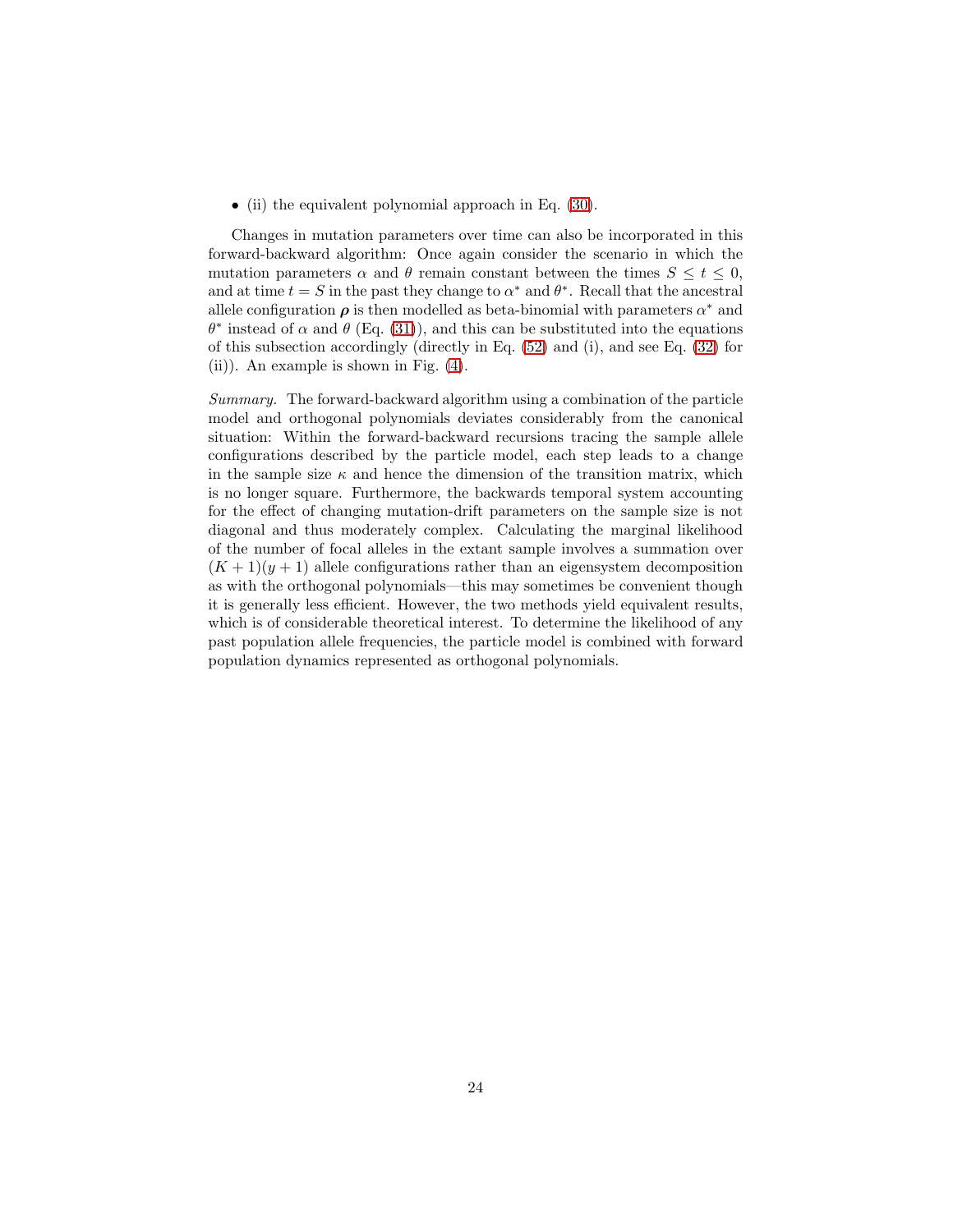- (ii) the equivalent polynomial approach in Eq. (30).

Changes in mutation parameters over time can also be incorporated in this forward-backward algorithm: Once again consider the scenario in which the mutation parameters $\alpha$ and $\theta$ remain constant between the times $S \leq t \leq 0$, and at time $t = S$ in the past they change to $\alpha^*$ and $\theta^*$. Recall that the ancestral allele configuration $\boldsymbol{\rho}$ is then modelled as beta-binomial with parameters $\alpha^*$ and $\theta^*$ instead of $\alpha$ and $\theta$ (Eq. (31)), and this can be substituted into the equations of this subsection accordingly (directly in Eq. (52) and (i), and see Eq. (32) for (ii)). An example is shown in Fig. (4).

*Summary.* The forward-backward algorithm using a combination of the particle model and orthogonal polynomials deviates considerably from the canonical situation: Within the forward-backward recursions tracing the sample allele configurations described by the particle model, each step leads to a change in the sample size $\kappa$ and hence the dimension of the transition matrix, which is no longer square. Furthermore, the backwards temporal system accounting for the effect of changing mutation-drift parameters on the sample size is not diagonal and thus moderately complex. Calculating the marginal likelihood of the number of focal alleles in the extant sample involves a summation over $(K + 1)(y + 1)$ allele configurations rather than an eigensystem decomposition as with the orthogonal polynomials—this may sometimes be convenient though it is generally less efficient. However, the two methods yield equivalent results, which is of considerable theoretical interest. To determine the likelihood of any past population allele frequencies, the particle model is combined with forward population dynamics represented as orthogonal polynomials.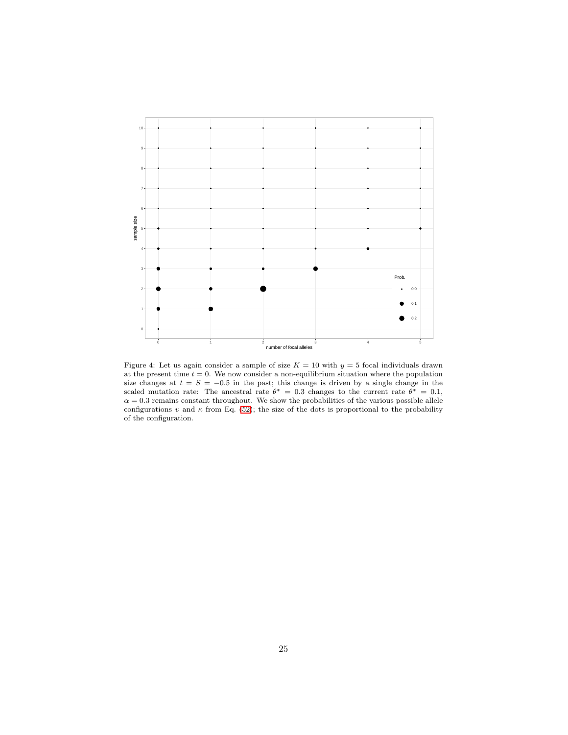Figure 4: Let us again consider a sample of size $K = 10$ with $y = 5$ focal individuals drawn at the present time $t = 0$. We now consider a non-equilibrium situation where the population size changes at $t = S = -0.5$ in the past; this change is driven by a single change in the scaled mutation rate: The ancestral rate $\theta^* = 0.3$ changes to the current rate $\theta^* = 0.1$, $\alpha = 0.3$ remains constant throughout. We show the probabilities of the various possible allele configurations $\upsilon$ and $\kappa$ from Eq. (52); the size of the dots is proportional to the probability of the configuration.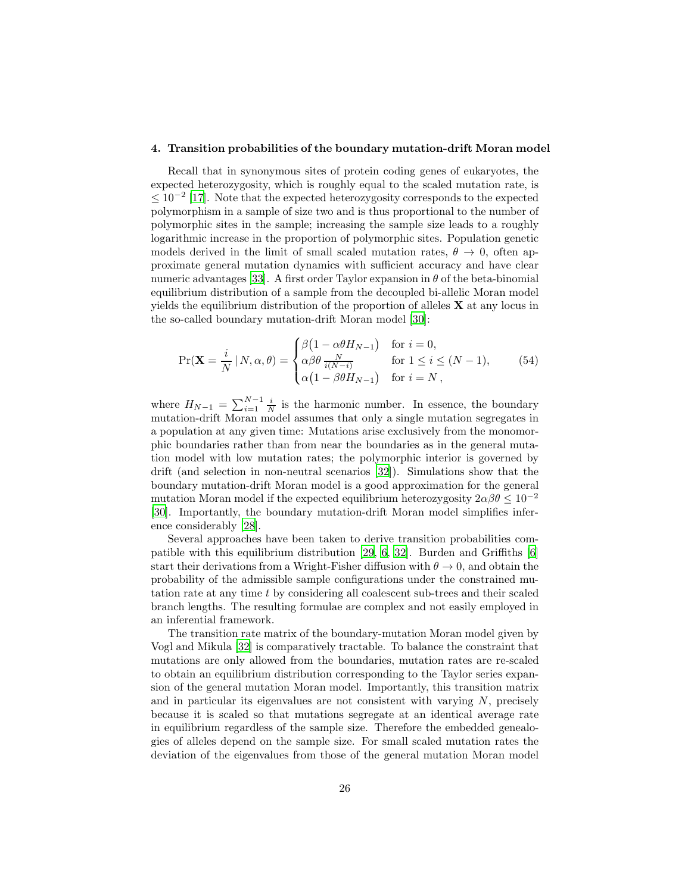## 4. Transition probabilities of the boundary mutation-drift Moran model

Recall that in synonymous sites of protein coding genes of eukaryotes, the expected heterozygosity, which is roughly equal to the scaled mutation rate, is $\leq 10^{-2}$ [17]. Note that the expected heterozygosity corresponds to the expected polymorphism in a sample of size two and is thus proportional to the number of polymorphic sites in the sample; increasing the sample size leads to a roughly logarithmic increase in the proportion of polymorphic sites. Population genetic models derived in the limit of small scaled mutation rates, $\theta \to 0$, often approximate general mutation dynamics with sufficient accuracy and have clear numeric advantages [33]. A first order Taylor expansion in $\theta$ of the beta-binomial equilibrium distribution of a sample from the decoupled bi-allelic Moran model yields the equilibrium distribution of the proportion of alleles $\mathbf{X}$ at any locus in the so-called boundary mutation-drift Moran model [30]:

$$\Pr(\mathbf{X} = \frac{i}{N} \mid N, \alpha, \theta) = \begin{cases} \beta\big(1 - \alpha\theta H_{N-1}\big) & \text{for } i = 0, \\ \alpha\beta\theta\,\frac{N}{i(N-i)} & \text{for } 1 \leq i \leq (N-1), \\ \alpha\big(1 - \beta\theta H_{N-1}\big) & \text{for } i = N\,, \end{cases} \tag{54}$$

where $H_{N-1} = \sum_{i=1}^{N-1} \frac{i}{N}$ is the harmonic number. In essence, the boundary mutation-drift Moran model assumes that only a single mutation segregates in a population at any given time: Mutations arise exclusively from the monomorphic boundaries rather than from near the boundaries as in the general mutation model with low mutation rates; the polymorphic interior is governed by drift (and selection in non-neutral scenarios [32]). Simulations show that the boundary mutation-drift Moran model is a good approximation for the general mutation Moran model if the expected equilibrium heterozygosity $2\alpha\beta\theta \leq 10^{-2}$ [30]. Importantly, the boundary mutation-drift Moran model simplifies inference considerably [28].

Several approaches have been taken to derive transition probabilities compatible with this equilibrium distribution [29, 6, 32]. Burden and Griffiths [6] start their derivations from a Wright-Fisher diffusion with $\theta \to 0$, and obtain the probability of the admissible sample configurations under the constrained mutation rate at any time $t$ by considering all coalescent sub-trees and their scaled branch lengths. The resulting formulae are complex and not easily employed in an inferential framework.

The transition rate matrix of the boundary-mutation Moran model given by Vogl and Mikula [32] is comparatively tractable. To balance the constraint that mutations are only allowed from the boundaries, mutation rates are re-scaled to obtain an equilibrium distribution corresponding to the Taylor series expansion of the general mutation Moran model. Importantly, this transition matrix and in particular its eigenvalues are not consistent with varying $N$, precisely because it is scaled so that mutations segregate at an identical average rate in equilibrium regardless of the sample size. Therefore the embedded genealogies of alleles depend on the sample size. For small scaled mutation rates the deviation of the eigenvalues from those of the general mutation Moran model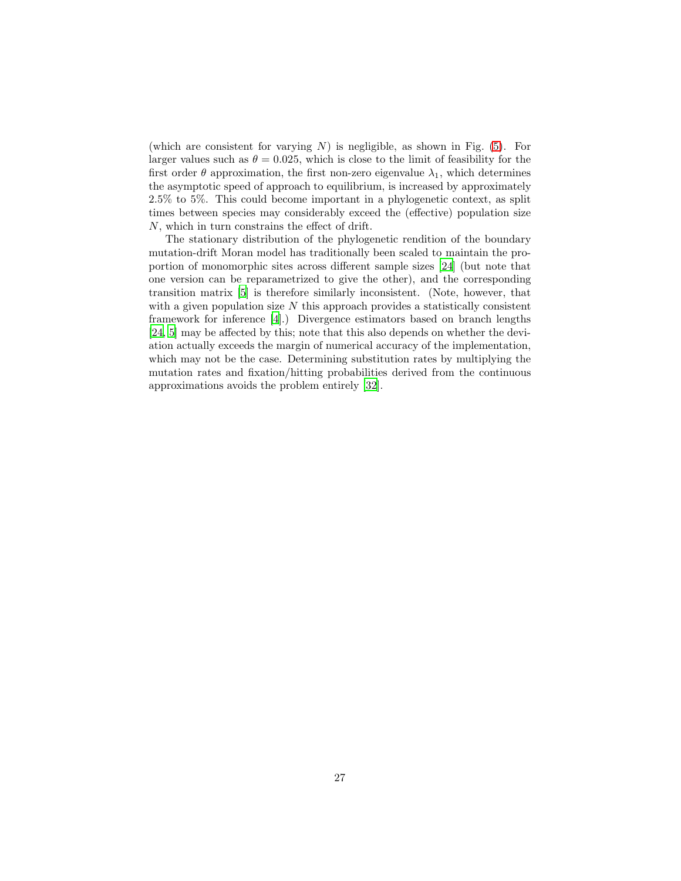(which are consistent for varying $N$) is negligible, as shown in Fig. (5). For larger values such as $\theta = 0.025$, which is close to the limit of feasibility for the first order $\theta$ approximation, the first non-zero eigenvalue $\lambda_1$, which determines the asymptotic speed of approach to equilibrium, is increased by approximately 2.5% to 5%. This could become important in a phylogenetic context, as split times between species may considerably exceed the (effective) population size $N$, which in turn constrains the effect of drift.

The stationary distribution of the phylogenetic rendition of the boundary mutation-drift Moran model has traditionally been scaled to maintain the proportion of monomorphic sites across different sample sizes [24] (but note that one version can be reparametrized to give the other), and the corresponding transition matrix [5] is therefore similarly inconsistent. (Note, however, that with a given population size $N$ this approach provides a statistically consistent framework for inference [4].) Divergence estimators based on branch lengths [24, 5] may be affected by this; note that this also depends on whether the deviation actually exceeds the margin of numerical accuracy of the implementation, which may not be the case. Determining substitution rates by multiplying the mutation rates and fixation/hitting probabilities derived from the continuous approximations avoids the problem entirely [32].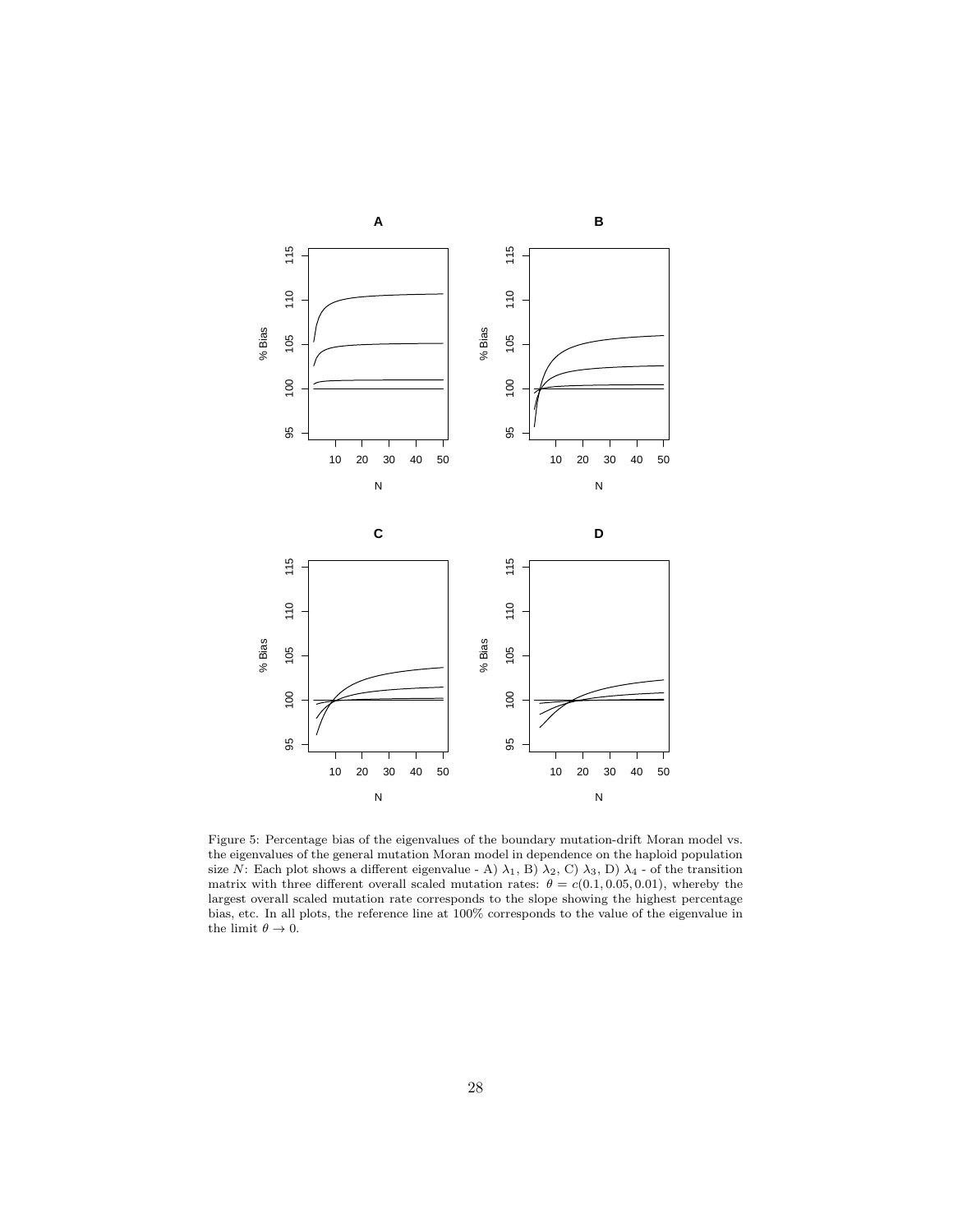Figure 5: Percentage bias of the eigenvalues of the boundary mutation-drift Moran model vs. the eigenvalues of the general mutation Moran model in dependence on the haploid population size $N$: Each plot shows a different eigenvalue - A) $\lambda_1$, B) $\lambda_2$, C) $\lambda_3$, D) $\lambda_4$ - of the transition matrix with three different overall scaled mutation rates: $\theta = c(0.1, 0.05, 0.01)$, whereby the largest overall scaled mutation rate corresponds to the slope showing the highest percentage bias, etc. In all plots, the reference line at 100% corresponds to the value of the eigenvalue in the limit $\theta \to 0$.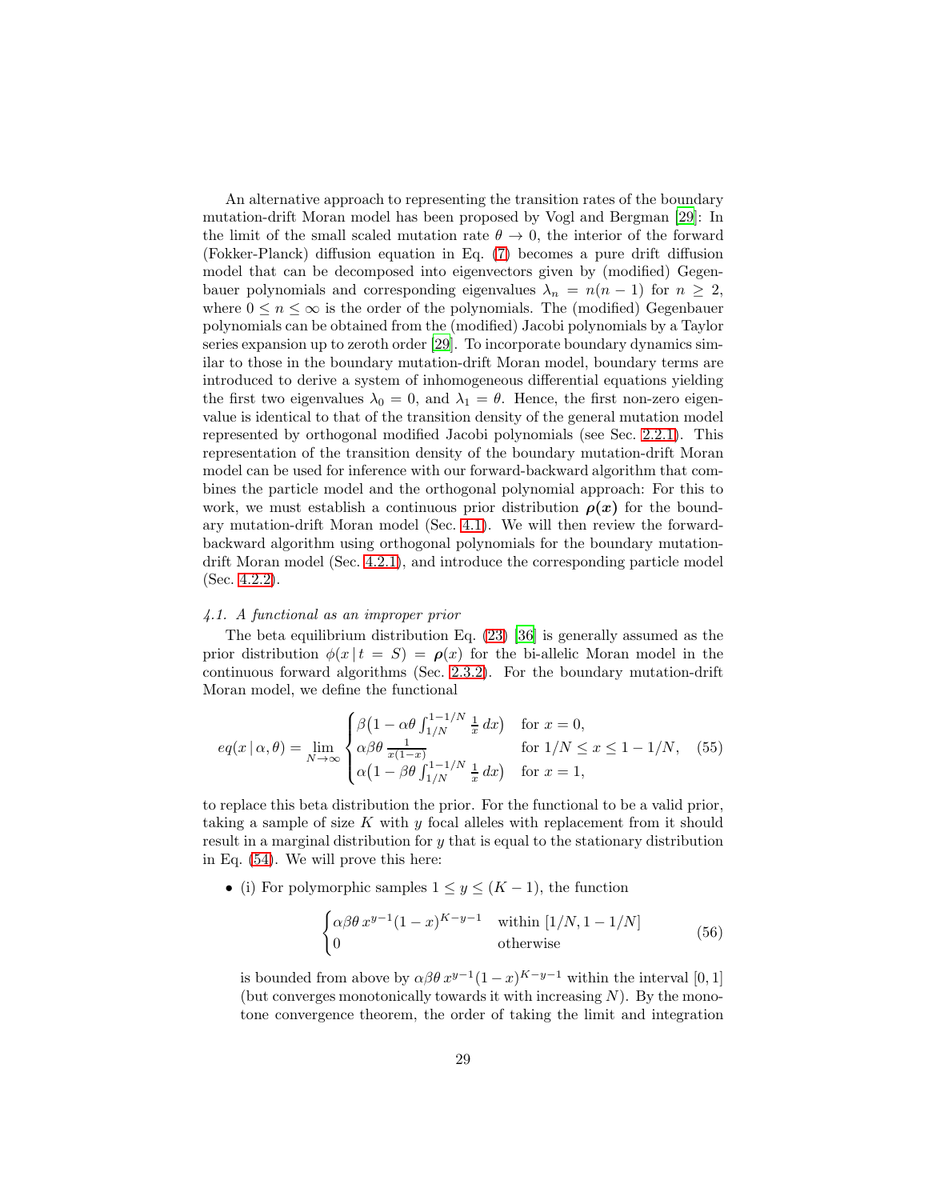An alternative approach to representing the transition rates of the boundary mutation-drift Moran model has been proposed by Vogl and Bergman [29]: In the limit of the small scaled mutation rate $\theta \to 0$, the interior of the forward (Fokker-Planck) diffusion equation in Eq. (7) becomes a pure drift diffusion model that can be decomposed into eigenvectors given by (modified) Gegenbauer polynomials and corresponding eigenvalues $\lambda_n = n(n-1)$ for $n \geq 2$, where $0 \leq n \leq \infty$ is the order of the polynomials. The (modified) Gegenbauer polynomials can be obtained from the (modified) Jacobi polynomials by a Taylor series expansion up to zeroth order [29]. To incorporate boundary dynamics similar to those in the boundary mutation-drift Moran model, boundary terms are introduced to derive a system of inhomogeneous differential equations yielding the first two eigenvalues $\lambda_0 = 0$, and $\lambda_1 = \theta$. Hence, the first non-zero eigenvalue is identical to that of the transition density of the general mutation model represented by orthogonal modified Jacobi polynomials (see Sec. 2.2.1). This representation of the transition density of the boundary mutation-drift Moran model can be used for inference with our forward-backward algorithm that combines the particle model and the orthogonal polynomial approach: For this to work, we must establish a continuous prior distribution $\boldsymbol{\rho(x)}$ for the boundary mutation-drift Moran model (Sec. 4.1). We will then review the forward-backward algorithm using orthogonal polynomials for the boundary mutation-drift Moran model (Sec. 4.2.1), and introduce the corresponding particle model (Sec. 4.2.2).

### *4.1. A functional as an improper prior*

The beta equilibrium distribution Eq. (23) [36] is generally assumed as the prior distribution $\phi(x \,|\, t = S) = \boldsymbol{\rho}(x)$ for the bi-allelic Moran model in the continuous forward algorithms (Sec. 2.3.2). For the boundary mutation-drift Moran model, we define the functional

$$
eq(x \,|\, \alpha, \theta) = \lim_{N \to \infty} \begin{cases} \beta\big(1 - \alpha\theta \int_{1/N}^{1-1/N} \frac{1}{x}\, dx\big) & \text{for } x = 0, \\ \alpha\beta\theta \, \frac{1}{x(1-x)} & \text{for } 1/N \leq x \leq 1 - 1/N, \\ \alpha\big(1 - \beta\theta \int_{1/N}^{1-1/N} \frac{1}{x}\, dx\big) & \text{for } x = 1, \end{cases} \tag{55}
$$

to replace this beta distribution the prior. For the functional to be a valid prior, taking a sample of size $K$ with $y$ focal alleles with replacement from it should result in a marginal distribution for $y$ that is equal to the stationary distribution in Eq. (54). We will prove this here:

- (i) For polymorphic samples $1 \leq y \leq (K-1)$, the function

  $$
  \begin{cases} \alpha\beta\theta \, x^{y-1}(1-x)^{K-y-1} & \text{within } [1/N, 1 - 1/N] \\ 0 & \text{otherwise} \end{cases} \tag{56}
  $$

  is bounded from above by $\alpha\beta\theta \, x^{y-1}(1-x)^{K-y-1}$ within the interval $[0,1]$ (but converges monotonically towards it with increasing $N$). By the monotone convergence theorem, the order of taking the limit and integration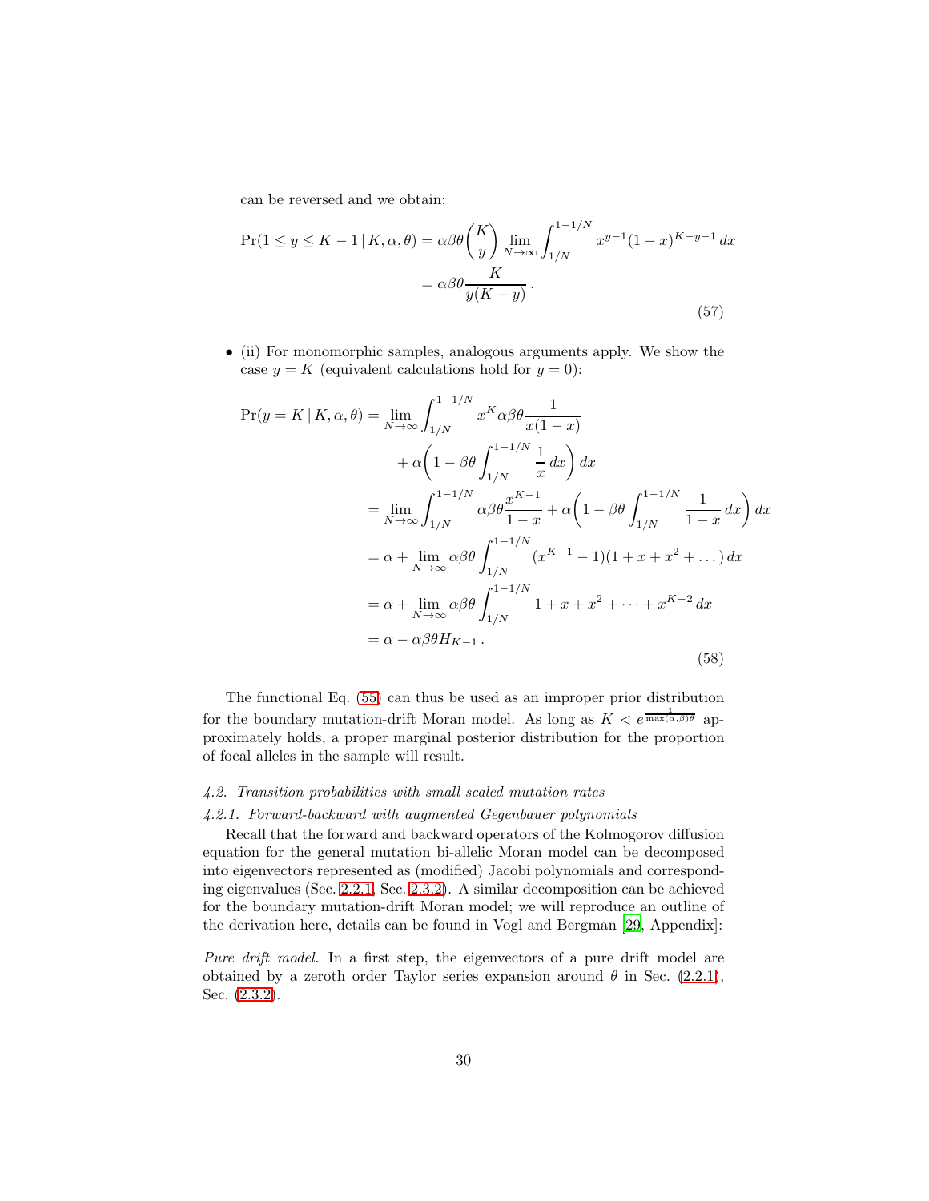can be reversed and we obtain:

$$
\begin{aligned}
\Pr(1 \le y \le K-1 \,|\, K, \alpha, \theta) &= \alpha\beta\theta \binom{K}{y} \lim_{N\to\infty} \int_{1/N}^{1-1/N} x^{y-1}(1-x)^{K-y-1}\, dx \\
&= \alpha\beta\theta \frac{K}{y(K-y)}\,.
\end{aligned}
\tag{57}
$$

- (ii) For monomorphic samples, analogous arguments apply. We show the case $y = K$ (equivalent calculations hold for $y = 0$):

$$
\begin{aligned}
\Pr(y = K \,|\, K, \alpha, \theta) &= \lim_{N\to\infty} \int_{1/N}^{1-1/N} x^K \alpha\beta\theta \frac{1}{x(1-x)} \\
&\qquad + \alpha\left(1 - \beta\theta \int_{1/N}^{1-1/N} \frac{1}{x}\, dx\right) dx \\
&= \lim_{N\to\infty} \int_{1/N}^{1-1/N} \alpha\beta\theta \frac{x^{K-1}}{1-x} + \alpha\left(1 - \beta\theta \int_{1/N}^{1-1/N} \frac{1}{1-x}\, dx\right) dx \\
&= \alpha + \lim_{N\to\infty} \alpha\beta\theta \int_{1/N}^{1-1/N} (x^{K-1} - 1)(1 + x + x^2 + \dots)\, dx \\
&= \alpha + \lim_{N\to\infty} \alpha\beta\theta \int_{1/N}^{1-1/N} 1 + x + x^2 + \dots + x^{K-2}\, dx \\
&= \alpha - \alpha\beta\theta H_{K-1}\,.
\end{aligned}
\tag{58}
$$

The functional Eq. (55) can thus be used as an improper prior distribution for the boundary mutation-drift Moran model. As long as $K < e^{\frac{1}{\max(\alpha,\beta)\theta}}$ approximately holds, a proper marginal posterior distribution for the proportion of focal alleles in the sample will result.

### *4.2. Transition probabilities with small scaled mutation rates*

#### *4.2.1. Forward-backward with augmented Gegenbauer polynomials*

Recall that the forward and backward operators of the Kolmogorov diffusion equation for the general mutation bi-allelic Moran model can be decomposed into eigenvectors represented as (modified) Jacobi polynomials and corresponding eigenvalues (Sec. 2.2.1, Sec. 2.3.2). A similar decomposition can be achieved for the boundary mutation-drift Moran model; we will reproduce an outline of the derivation here, details can be found in Vogl and Bergman [29, Appendix]:

*Pure drift model.* In a first step, the eigenvectors of a pure drift model are obtained by a zeroth order Taylor series expansion around $\theta$ in Sec. (2.2.1), Sec. (2.3.2).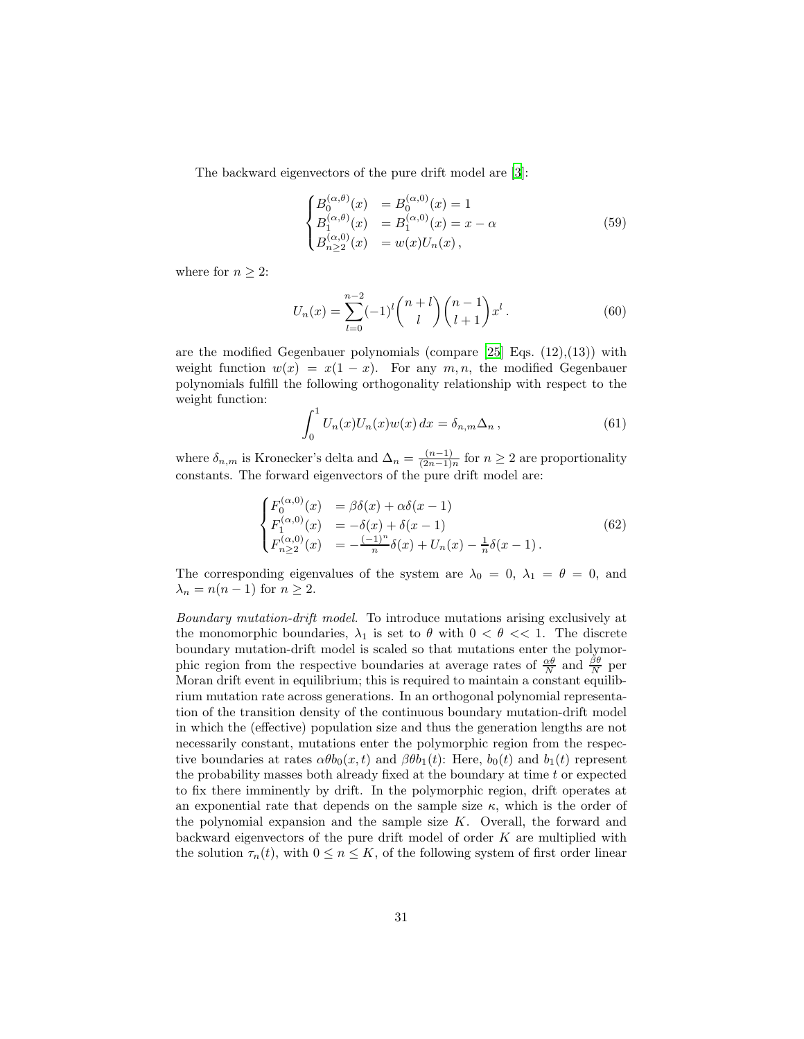The backward eigenvectors of the pure drift model are [3]:

$$\begin{cases} B_0^{(\alpha,\theta)}(x) &= B_0^{(\alpha,0)}(x) = 1 \\ B_1^{(\alpha,\theta)}(x) &= B_1^{(\alpha,0)}(x) = x - \alpha \\ B_{n\geq 2}^{(\alpha,0)}(x) &= w(x)U_n(x)\,, \end{cases} \tag{59}$$

where for $n \geq 2$:

$$U_n(x) = \sum_{l=0}^{n-2} (-1)^l \binom{n+l}{l} \binom{n-1}{l+1} x^l\,. \tag{60}$$

are the modified Gegenbauer polynomials (compare [25] Eqs. (12),(13)) with weight function $w(x) = x(1-x)$. For any $m, n$, the modified Gegenbauer polynomials fulfill the following orthogonality relationship with respect to the weight function:

$$\int_0^1 U_n(x)U_n(x)w(x)\,dx = \delta_{n,m}\Delta_n\,, \tag{61}$$

where $\delta_{n,m}$ is Kronecker's delta and $\Delta_n = \frac{(n-1)}{(2n-1)n}$ for $n \geq 2$ are proportionality constants. The forward eigenvectors of the pure drift model are:

$$\begin{cases} F_0^{(\alpha,0)}(x) &= \beta\delta(x) + \alpha\delta(x-1) \\ F_1^{(\alpha,0)}(x) &= -\delta(x) + \delta(x-1) \\ F_{n\geq 2}^{(\alpha,0)}(x) &= -\frac{(-1)^n}{n}\delta(x) + U_n(x) - \frac{1}{n}\delta(x-1)\,. \end{cases} \tag{62}$$

The corresponding eigenvalues of the system are $\lambda_0 = 0$, $\lambda_1 = \theta = 0$, and $\lambda_n = n(n-1)$ for $n \geq 2$.

*Boundary mutation-drift model.* To introduce mutations arising exclusively at the monomorphic boundaries, $\lambda_1$ is set to $\theta$ with $0 < \theta << 1$. The discrete boundary mutation-drift model is scaled so that mutations enter the polymorphic region from the respective boundaries at average rates of $\frac{\alpha\theta}{N}$ and $\frac{\beta\theta}{N}$ per Moran drift event in equilibrium; this is required to maintain a constant equilibrium mutation rate across generations. In an orthogonal polynomial representation of the transition density of the continuous boundary mutation-drift model in which the (effective) population size and thus the generation lengths are not necessarily constant, mutations enter the polymorphic region from the respective boundaries at rates $\alpha\theta b_0(x,t)$ and $\beta\theta b_1(t)$: Here, $b_0(t)$ and $b_1(t)$ represent the probability masses both already fixed at the boundary at time $t$ or expected to fix there imminently by drift. In the polymorphic region, drift operates at an exponential rate that depends on the sample size $\kappa$, which is the order of the polynomial expansion and the sample size $K$. Overall, the forward and backward eigenvectors of the pure drift model of order $K$ are multiplied with the solution $\tau_n(t)$, with $0 \leq n \leq K$, of the following system of first order linear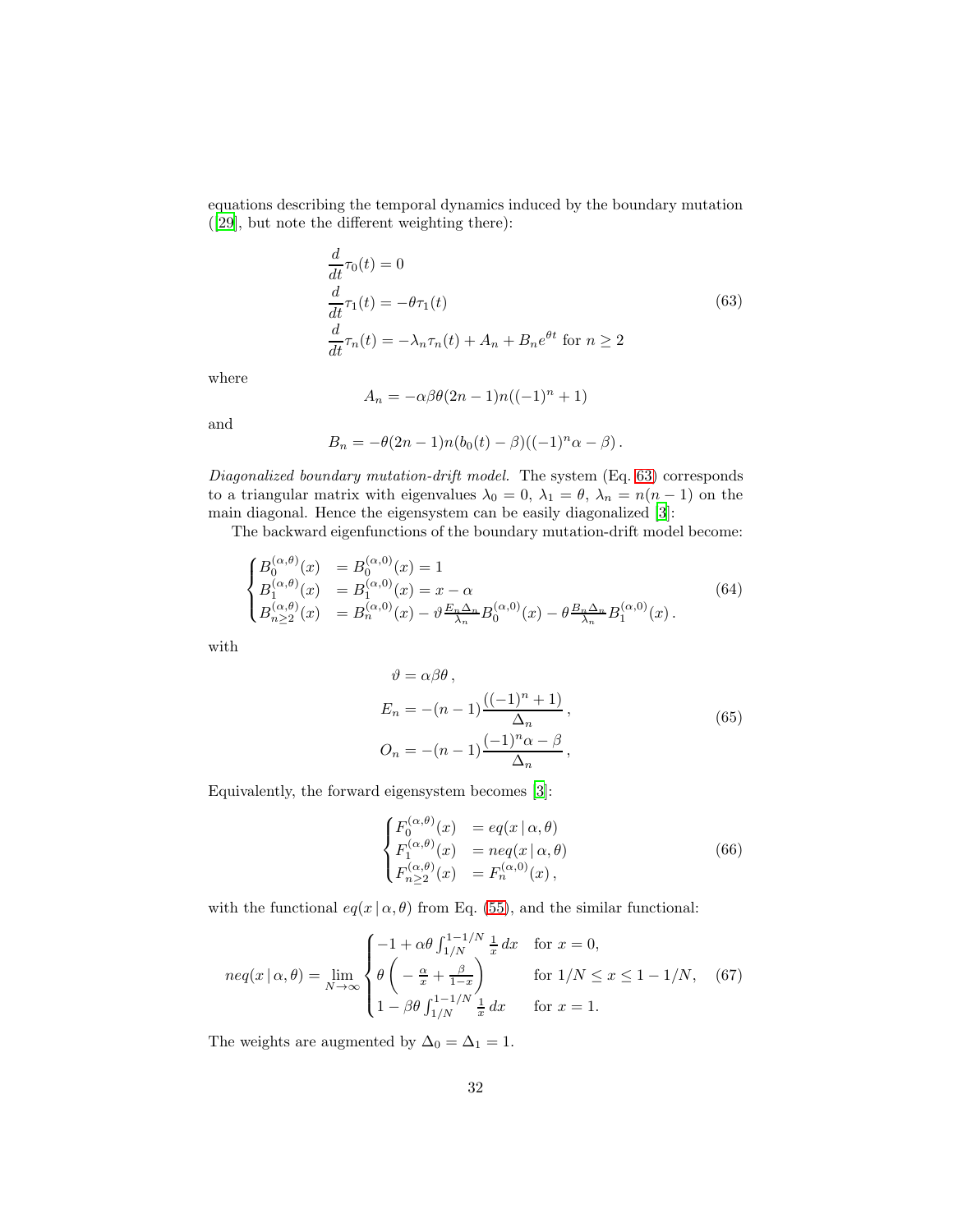equations describing the temporal dynamics induced by the boundary mutation ([29], but note the different weighting there):

$$
\begin{aligned}
&\frac{d}{dt}\tau_0(t) = 0 \\
&\frac{d}{dt}\tau_1(t) = -\theta\tau_1(t) \\
&\frac{d}{dt}\tau_n(t) = -\lambda_n\tau_n(t) + A_n + B_n e^{\theta t} \text{ for } n \geq 2
\end{aligned}
\tag{63}
$$

where

$$
A_n = -\alpha\beta\theta(2n-1)n((-1)^n + 1)
$$

and

$$
B_n = -\theta(2n-1)n(b_0(t) - \beta)((-1)^n\alpha - \beta)\,.
$$

*Diagonalized boundary mutation-drift model.* The system (Eq. 63) corresponds to a triangular matrix with eigenvalues $\lambda_0 = 0$, $\lambda_1 = \theta$, $\lambda_n = n(n-1)$ on the main diagonal. Hence the eigensystem can be easily diagonalized [3]:

The backward eigenfunctions of the boundary mutation-drift model become:

$$
\begin{cases}
B_0^{(\alpha,\theta)}(x) & = B_0^{(\alpha,0)}(x) = 1 \\
B_1^{(\alpha,\theta)}(x) & = B_1^{(\alpha,0)}(x) = x - \alpha \\
B_{n\geq 2}^{(\alpha,\theta)}(x) & = B_n^{(\alpha,0)}(x) - \vartheta\frac{E_n\Delta_n}{\lambda_n}B_0^{(\alpha,0)}(x) - \theta\frac{B_n\Delta_n}{\lambda_n}B_1^{(\alpha,0)}(x)\,.
\end{cases}
\tag{64}
$$

with

$$
\begin{aligned}
\vartheta &= \alpha\beta\theta\,, \\
E_n &= -(n-1)\frac{((-1)^n + 1)}{\Delta_n}\,, \\
O_n &= -(n-1)\frac{(-1)^n\alpha - \beta}{\Delta_n}\,,
\end{aligned}
\tag{65}
$$

Equivalently, the forward eigensystem becomes [3]:

$$
\begin{cases}
F_0^{(\alpha,\theta)}(x) & = eq(x\,|\,\alpha,\theta) \\
F_1^{(\alpha,\theta)}(x) & = neq(x\,|\,\alpha,\theta) \\
F_{n\geq 2}^{(\alpha,\theta)}(x) & = F_n^{(\alpha,0)}(x)\,,
\end{cases}
\tag{66}
$$

with the functional $eq(x\,|\,\alpha,\theta)$ from Eq. (55), and the similar functional:

$$
neq(x\,|\,\alpha,\theta) = \lim_{N\to\infty}
\begin{cases}
-1 + \alpha\theta\int_{1/N}^{1-1/N}\frac{1}{x}\,dx & \text{for } x = 0, \\
\theta\left(-\frac{\alpha}{x} + \frac{\beta}{1-x}\right) & \text{for } 1/N \leq x \leq 1 - 1/N, \\
1 - \beta\theta\int_{1/N}^{1-1/N}\frac{1}{x}\,dx & \text{for } x = 1.
\end{cases}
\tag{67}
$$

The weights are augmented by $\Delta_0 = \Delta_1 = 1$.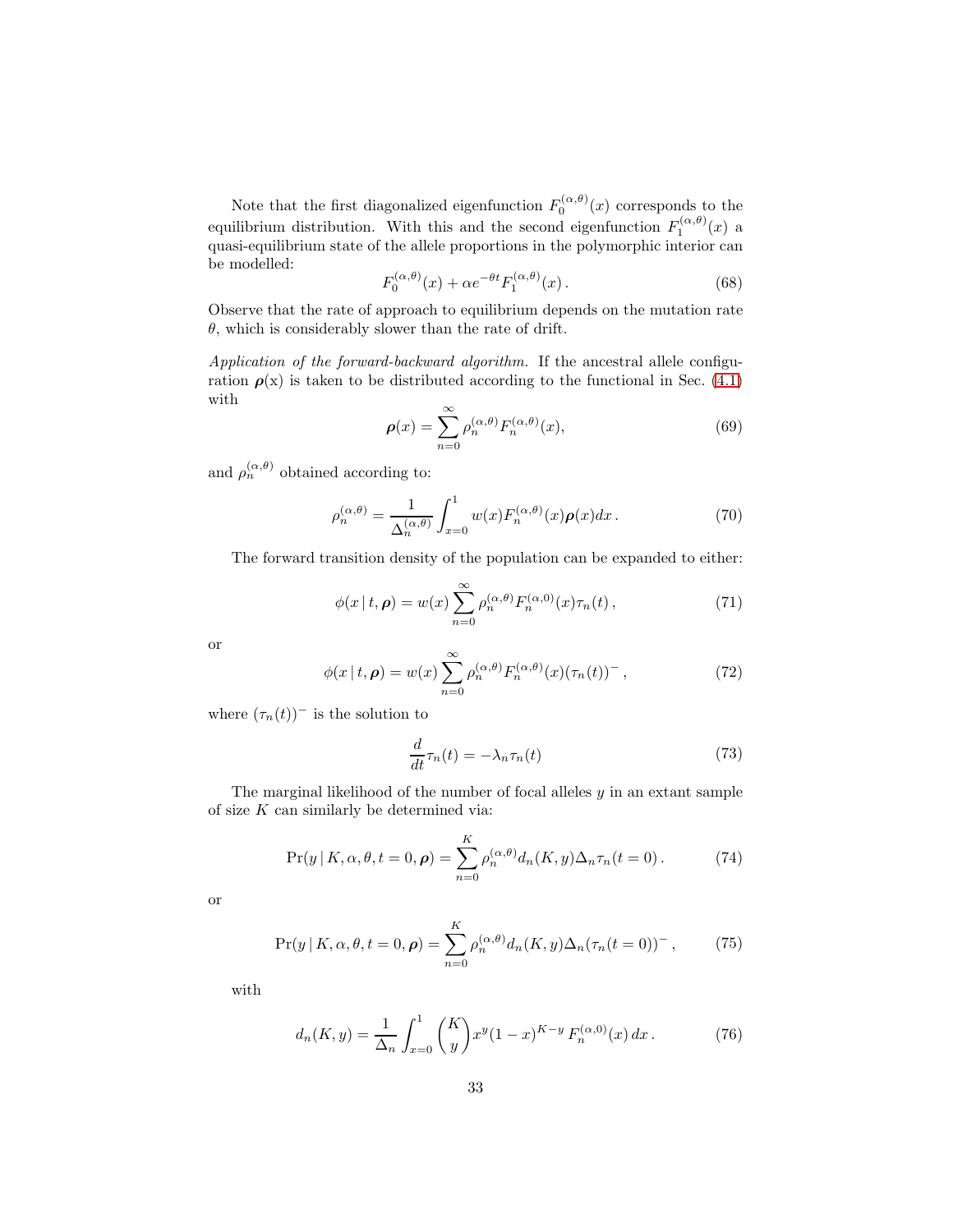Note that the first diagonalized eigenfunction $F_0^{(\alpha,\theta)}(x)$ corresponds to the equilibrium distribution. With this and the second eigenfunction $F_1^{(\alpha,\theta)}(x)$ a quasi-equilibrium state of the allele proportions in the polymorphic interior can be modelled:

$$F_0^{(\alpha,\theta)}(x) + \alpha e^{-\theta t} F_1^{(\alpha,\theta)}(x)\,. \tag{68}$$

Observe that the rate of approach to equilibrium depends on the mutation rate $\theta$, which is considerably slower than the rate of drift.

*Application of the forward-backward algorithm.* If the ancestral allele configuration $\boldsymbol{\rho}(\mathrm{x})$ is taken to be distributed according to the functional in Sec. (4.1) with

$$\boldsymbol{\rho}(x) = \sum_{n=0}^{\infty} \rho_n^{(\alpha,\theta)} F_n^{(\alpha,\theta)}(x), \tag{69}$$

and $\rho_n^{(\alpha,\theta)}$ obtained according to:

$$\rho_n^{(\alpha,\theta)} = \frac{1}{\Delta_n^{(\alpha,\theta)}} \int_{x=0}^{1} w(x) F_n^{(\alpha,\theta)}(x) \boldsymbol{\rho}(x) dx\,. \tag{70}$$

The forward transition density of the population can be expanded to either:

$$\phi(x\,|\,t,\boldsymbol{\rho}) = w(x) \sum_{n=0}^{\infty} \rho_n^{(\alpha,\theta)} F_n^{(\alpha,0)}(x) \tau_n(t)\,, \tag{71}$$

or

$$\phi(x\,|\,t,\boldsymbol{\rho}) = w(x) \sum_{n=0}^{\infty} \rho_n^{(\alpha,\theta)} F_n^{(\alpha,\theta)}(x) (\tau_n(t))^{-}\,, \tag{72}$$

where $(\tau_n(t))^{-}$ is the solution to

$$\frac{d}{dt}\tau_n(t) = -\lambda_n \tau_n(t) \tag{73}$$

The marginal likelihood of the number of focal alleles $y$ in an extant sample of size $K$ can similarly be determined via:

$$\Pr(y\,|\,K,\alpha,\theta,t=0,\boldsymbol{\rho}) = \sum_{n=0}^{K} \rho_n^{(\alpha,\theta)} d_n(K,y) \Delta_n \tau_n(t=0)\,. \tag{74}$$

or

$$\Pr(y\,|\,K,\alpha,\theta,t=0,\boldsymbol{\rho}) = \sum_{n=0}^{K} \rho_n^{(\alpha,\theta)} d_n(K,y) \Delta_n (\tau_n(t=0))^{-}\,, \tag{75}$$

with

$$d_n(K,y) = \frac{1}{\Delta_n} \int_{x=0}^{1} \binom{K}{y} x^y (1-x)^{K-y} F_n^{(\alpha,0)}(x)\, dx\,. \tag{76}$$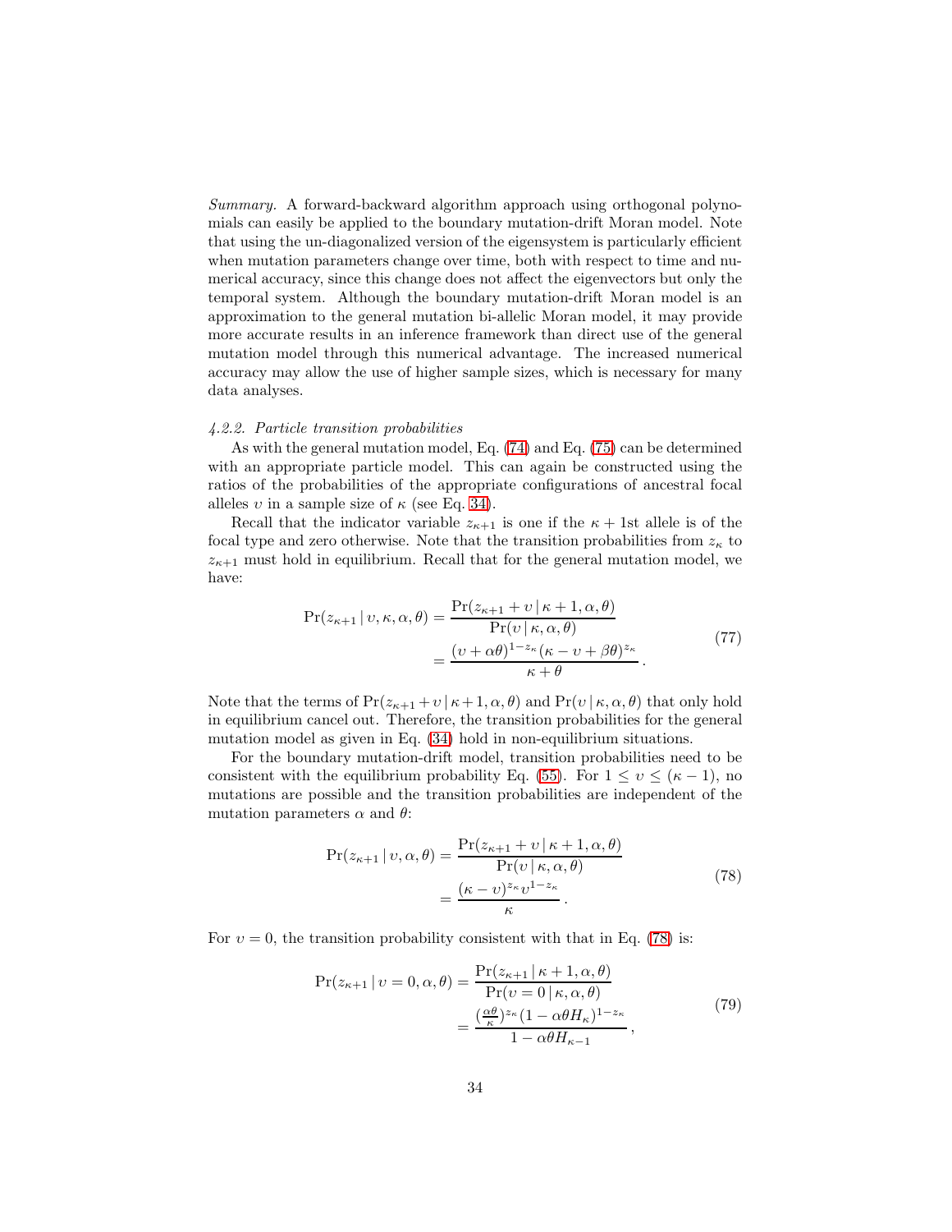*Summary.* A forward-backward algorithm approach using orthogonal polynomials can easily be applied to the boundary mutation-drift Moran model. Note that using the un-diagonalized version of the eigensystem is particularly efficient when mutation parameters change over time, both with respect to time and numerical accuracy, since this change does not affect the eigenvectors but only the temporal system. Although the boundary mutation-drift Moran model is an approximation to the general mutation bi-allelic Moran model, it may provide more accurate results in an inference framework than direct use of the general mutation model through this numerical advantage. The increased numerical accuracy may allow the use of higher sample sizes, which is necessary for many data analyses.

#### *4.2.2. Particle transition probabilities*

As with the general mutation model, Eq. (74) and Eq. (75) can be determined with an appropriate particle model. This can again be constructed using the ratios of the probabilities of the appropriate configurations of ancestral focal alleles $\upsilon$ in a sample size of $\kappa$ (see Eq. 34).

Recall that the indicator variable $z_{\kappa+1}$ is one if the $\kappa+1$st allele is of the focal type and zero otherwise. Note that the transition probabilities from $z_\kappa$ to $z_{\kappa+1}$ must hold in equilibrium. Recall that for the general mutation model, we have:

$$
\begin{aligned}
\Pr(z_{\kappa+1} \,|\, \upsilon, \kappa, \alpha, \theta) &= \frac{\Pr(z_{\kappa+1} + \upsilon \,|\, \kappa+1, \alpha, \theta)}{\Pr(\upsilon \,|\, \kappa, \alpha, \theta)} \\
&= \frac{(\upsilon + \alpha\theta)^{1-z_\kappa}(\kappa - \upsilon + \beta\theta)^{z_\kappa}}{\kappa + \theta}\,.
\end{aligned}
\tag{77}
$$

Note that the terms of $\Pr(z_{\kappa+1} + \upsilon \,|\, \kappa+1, \alpha, \theta)$ and $\Pr(\upsilon \,|\, \kappa, \alpha, \theta)$ that only hold in equilibrium cancel out. Therefore, the transition probabilities for the general mutation model as given in Eq. (34) hold in non-equilibrium situations.

For the boundary mutation-drift model, transition probabilities need to be consistent with the equilibrium probability Eq. (55). For $1 \leq \upsilon \leq (\kappa - 1)$, no mutations are possible and the transition probabilities are independent of the mutation parameters $\alpha$ and $\theta$:

$$
\begin{aligned}
\Pr(z_{\kappa+1} \,|\, \upsilon, \alpha, \theta) &= \frac{\Pr(z_{\kappa+1} + \upsilon \,|\, \kappa+1, \alpha, \theta)}{\Pr(\upsilon \,|\, \kappa, \alpha, \theta)} \\
&= \frac{(\kappa - \upsilon)^{z_\kappa} \upsilon^{1-z_\kappa}}{\kappa}\,.
\end{aligned}
\tag{78}
$$

For $\upsilon = 0$, the transition probability consistent with that in Eq. (78) is:

$$
\begin{aligned}
\Pr(z_{\kappa+1} \,|\, \upsilon = 0, \alpha, \theta) &= \frac{\Pr(z_{\kappa+1} \,|\, \kappa+1, \alpha, \theta)}{\Pr(\upsilon = 0 \,|\, \kappa, \alpha, \theta)} \\
&= \frac{(\frac{\alpha\theta}{\kappa})^{z_\kappa}(1 - \alpha\theta H_\kappa)^{1-z_\kappa}}{1 - \alpha\theta H_{\kappa-1}}\,,
\end{aligned}
\tag{79}
$$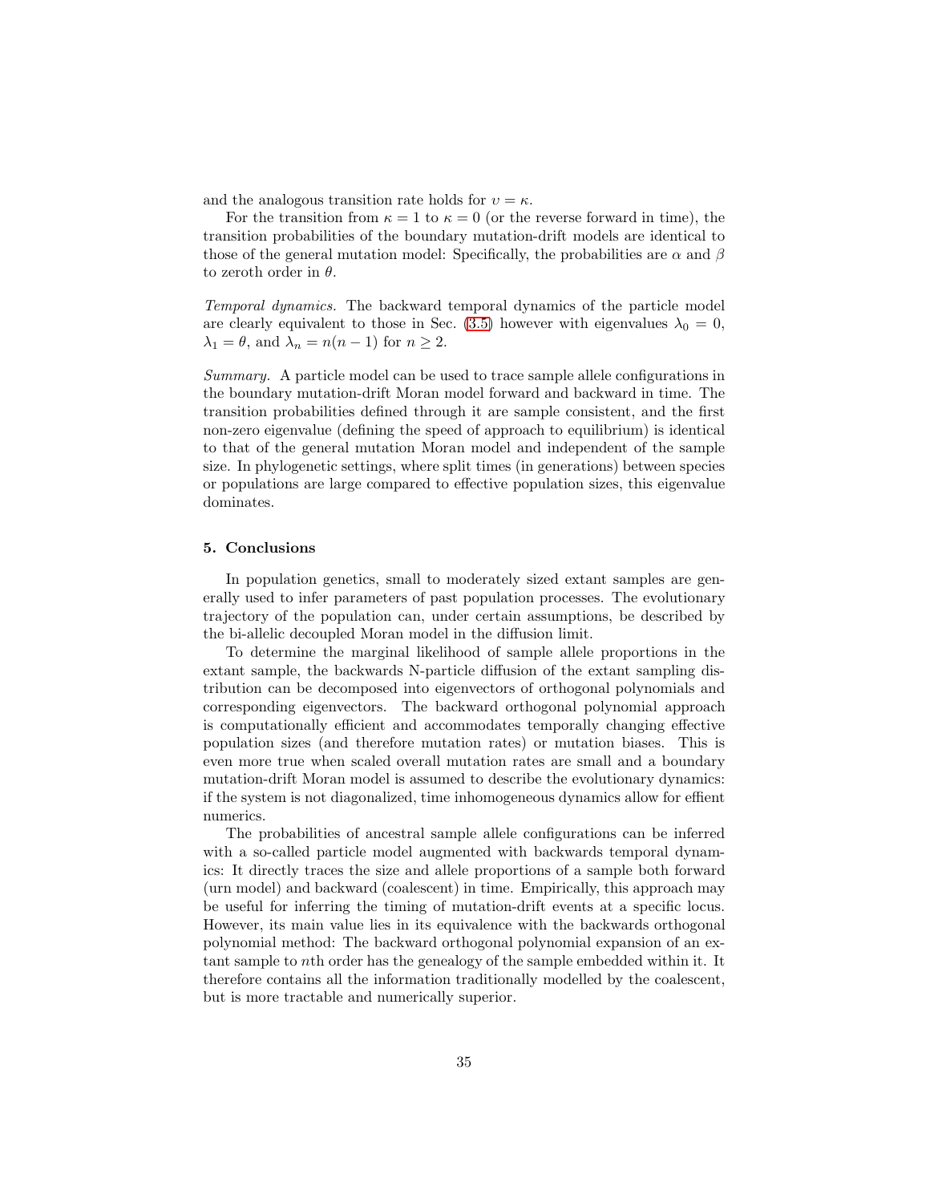and the analogous transition rate holds for $\upsilon = \kappa$.

For the transition from $\kappa = 1$ to $\kappa = 0$ (or the reverse forward in time), the transition probabilities of the boundary mutation-drift models are identical to those of the general mutation model: Specifically, the probabilities are $\alpha$ and $\beta$ to zeroth order in $\theta$.

*Temporal dynamics.* The backward temporal dynamics of the particle model are clearly equivalent to those in Sec. (3.5) however with eigenvalues $\lambda_0 = 0$, $\lambda_1 = \theta$, and $\lambda_n = n(n-1)$ for $n \geq 2$.

*Summary.* A particle model can be used to trace sample allele configurations in the boundary mutation-drift Moran model forward and backward in time. The transition probabilities defined through it are sample consistent, and the first non-zero eigenvalue (defining the speed of approach to equilibrium) is identical to that of the general mutation Moran model and independent of the sample size. In phylogenetic settings, where split times (in generations) between species or populations are large compared to effective population sizes, this eigenvalue dominates.

## 5. Conclusions

In population genetics, small to moderately sized extant samples are generally used to infer parameters of past population processes. The evolutionary trajectory of the population can, under certain assumptions, be described by the bi-allelic decoupled Moran model in the diffusion limit.

To determine the marginal likelihood of sample allele proportions in the extant sample, the backwards N-particle diffusion of the extant sampling distribution can be decomposed into eigenvectors of orthogonal polynomials and corresponding eigenvectors. The backward orthogonal polynomial approach is computationally efficient and accommodates temporally changing effective population sizes (and therefore mutation rates) or mutation biases. This is even more true when scaled overall mutation rates are small and a boundary mutation-drift Moran model is assumed to describe the evolutionary dynamics: if the system is not diagonalized, time inhomogeneous dynamics allow for effient numerics.

The probabilities of ancestral sample allele configurations can be inferred with a so-called particle model augmented with backwards temporal dynamics: It directly traces the size and allele proportions of a sample both forward (urn model) and backward (coalescent) in time. Empirically, this approach may be useful for inferring the timing of mutation-drift events at a specific locus. However, its main value lies in its equivalence with the backwards orthogonal polynomial method: The backward orthogonal polynomial expansion of an extant sample to $n$th order has the genealogy of the sample embedded within it. It therefore contains all the information traditionally modelled by the coalescent, but is more tractable and numerically superior.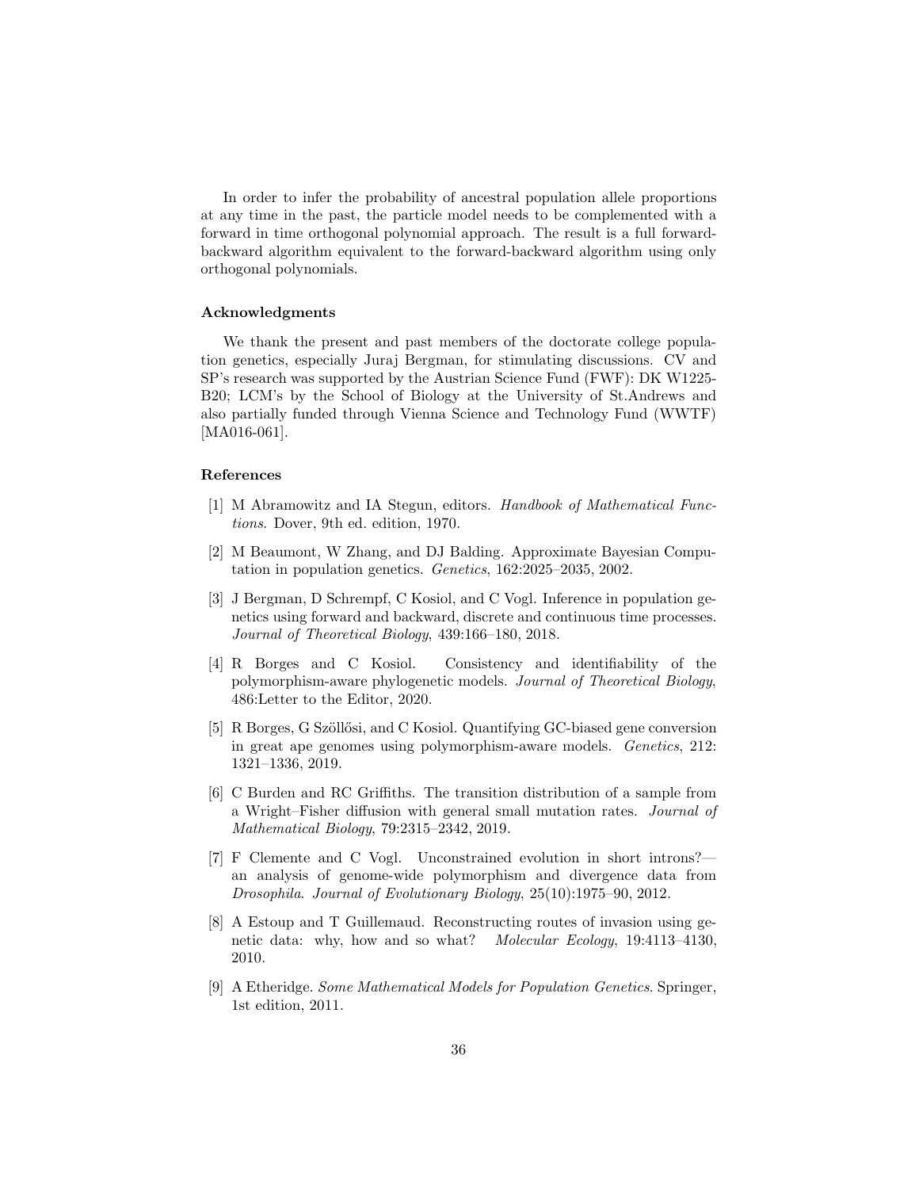In order to infer the probability of ancestral population allele proportions at any time in the past, the particle model needs to be complemented with a forward in time orthogonal polynomial approach. The result is a full forward-backward algorithm equivalent to the forward-backward algorithm using only orthogonal polynomials.

### Acknowledgments

We thank the present and past members of the doctorate college population genetics, especially Juraj Bergman, for stimulating discussions. CV and SP's research was supported by the Austrian Science Fund (FWF): DK W1225-B20; LCM's by the School of Biology at the University of St.Andrews and also partially funded through Vienna Science and Technology Fund (WWTF) [MA016-061].

### References

[1] M Abramowitz and IA Stegun, editors. *Handbook of Mathematical Functions*. Dover, 9th ed. edition, 1970.

[2] M Beaumont, W Zhang, and DJ Balding. Approximate Bayesian Computation in population genetics. *Genetics*, 162:2025–2035, 2002.

[3] J Bergman, D Schrempf, C Kosiol, and C Vogl. Inference in population genetics using forward and backward, discrete and continuous time processes. *Journal of Theoretical Biology*, 439:166–180, 2018.

[4] R Borges and C Kosiol. Consistency and identifiability of the polymorphism-aware phylogenetic models. *Journal of Theoretical Biology*, 486:Letter to the Editor, 2020.

[5] R Borges, G Szöllősi, and C Kosiol. Quantifying GC-biased gene conversion in great ape genomes using polymorphism-aware models. *Genetics*, 212: 1321–1336, 2019.

[6] C Burden and RC Griffiths. The transition distribution of a sample from a Wright–Fisher diffusion with general small mutation rates. *Journal of Mathematical Biology*, 79:2315–2342, 2019.

[7] F Clemente and C Vogl. Unconstrained evolution in short introns?—an analysis of genome-wide polymorphism and divergence data from *Drosophila*. *Journal of Evolutionary Biology*, 25(10):1975–90, 2012.

[8] A Estoup and T Guillemaud. Reconstructing routes of invasion using genetic data: why, how and so what? *Molecular Ecology*, 19:4113–4130, 2010.

[9] A Etheridge. *Some Mathematical Models for Population Genetics*. Springer, 1st edition, 2011.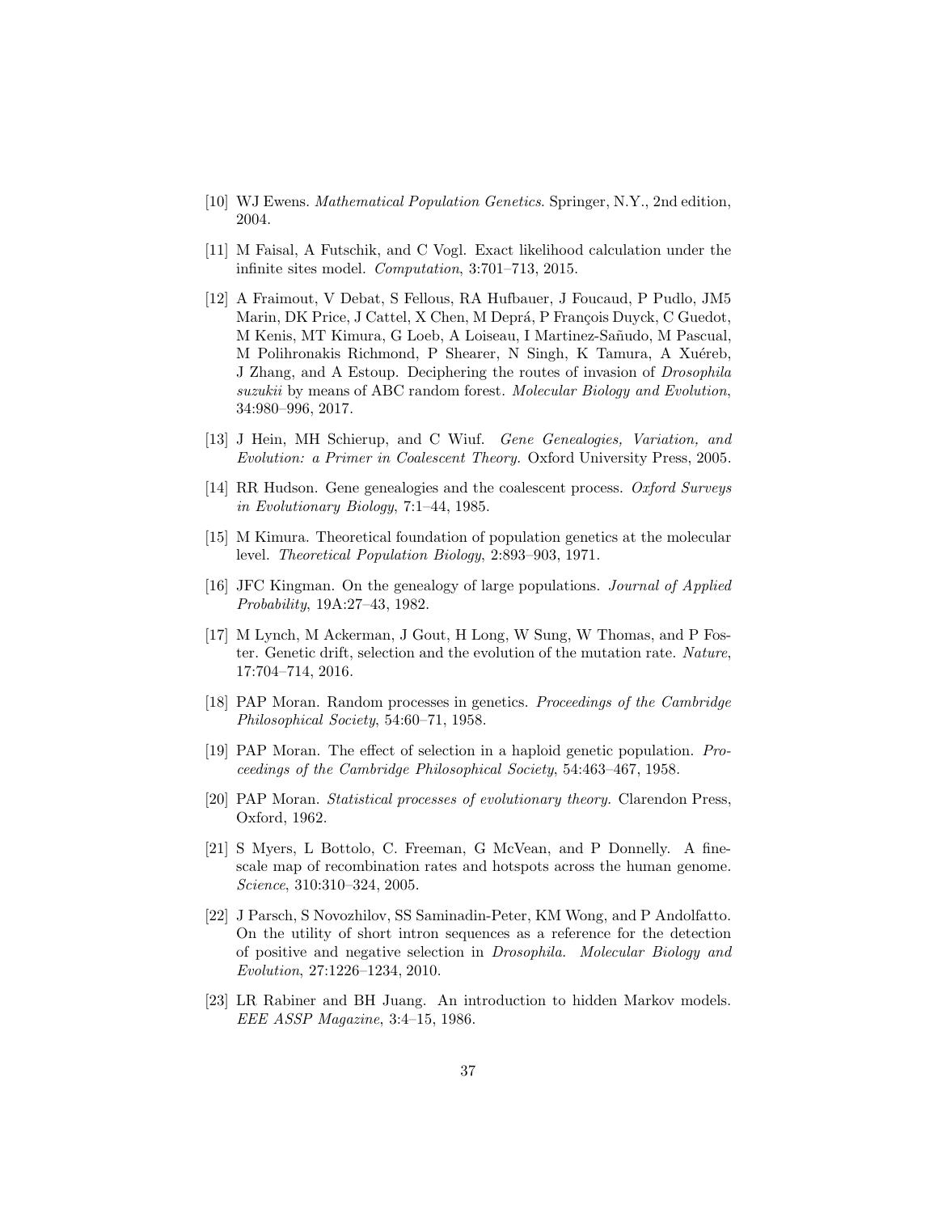[10] WJ Ewens. *Mathematical Population Genetics*. Springer, N.Y., 2nd edition, 2004.

[11] M Faisal, A Futschik, and C Vogl. Exact likelihood calculation under the infinite sites model. *Computation*, 3:701–713, 2015.

[12] A Fraimout, V Debat, S Fellous, RA Hufbauer, J Foucaud, P Pudlo, JM5 Marin, DK Price, J Cattel, X Chen, M Deprá, P François Duyck, C Guedot, M Kenis, MT Kimura, G Loeb, A Loiseau, I Martinez-Sañudo, M Pascual, M Polihronakis Richmond, P Shearer, N Singh, K Tamura, A Xuéreb, J Zhang, and A Estoup. Deciphering the routes of invasion of *Drosophila suzukii* by means of ABC random forest. *Molecular Biology and Evolution*, 34:980–996, 2017.

[13] J Hein, MH Schierup, and C Wiuf. *Gene Genealogies, Variation, and Evolution: a Primer in Coalescent Theory.* Oxford University Press, 2005.

[14] RR Hudson. Gene genealogies and the coalescent process. *Oxford Surveys in Evolutionary Biology*, 7:1–44, 1985.

[15] M Kimura. Theoretical foundation of population genetics at the molecular level. *Theoretical Population Biology*, 2:893–903, 1971.

[16] JFC Kingman. On the genealogy of large populations. *Journal of Applied Probability*, 19A:27–43, 1982.

[17] M Lynch, M Ackerman, J Gout, H Long, W Sung, W Thomas, and P Foster. Genetic drift, selection and the evolution of the mutation rate. *Nature*, 17:704–714, 2016.

[18] PAP Moran. Random processes in genetics. *Proceedings of the Cambridge Philosophical Society*, 54:60–71, 1958.

[19] PAP Moran. The effect of selection in a haploid genetic population. *Proceedings of the Cambridge Philosophical Society*, 54:463–467, 1958.

[20] PAP Moran. *Statistical processes of evolutionary theory.* Clarendon Press, Oxford, 1962.

[21] S Myers, L Bottolo, C. Freeman, G McVean, and P Donnelly. A fine-scale map of recombination rates and hotspots across the human genome. *Science*, 310:310–324, 2005.

[22] J Parsch, S Novozhilov, SS Saminadin-Peter, KM Wong, and P Andolfatto. On the utility of short intron sequences as a reference for the detection of positive and negative selection in *Drosophila*. *Molecular Biology and Evolution*, 27:1226–1234, 2010.

[23] LR Rabiner and BH Juang. An introduction to hidden Markov models. *EEE ASSP Magazine*, 3:4–15, 1986.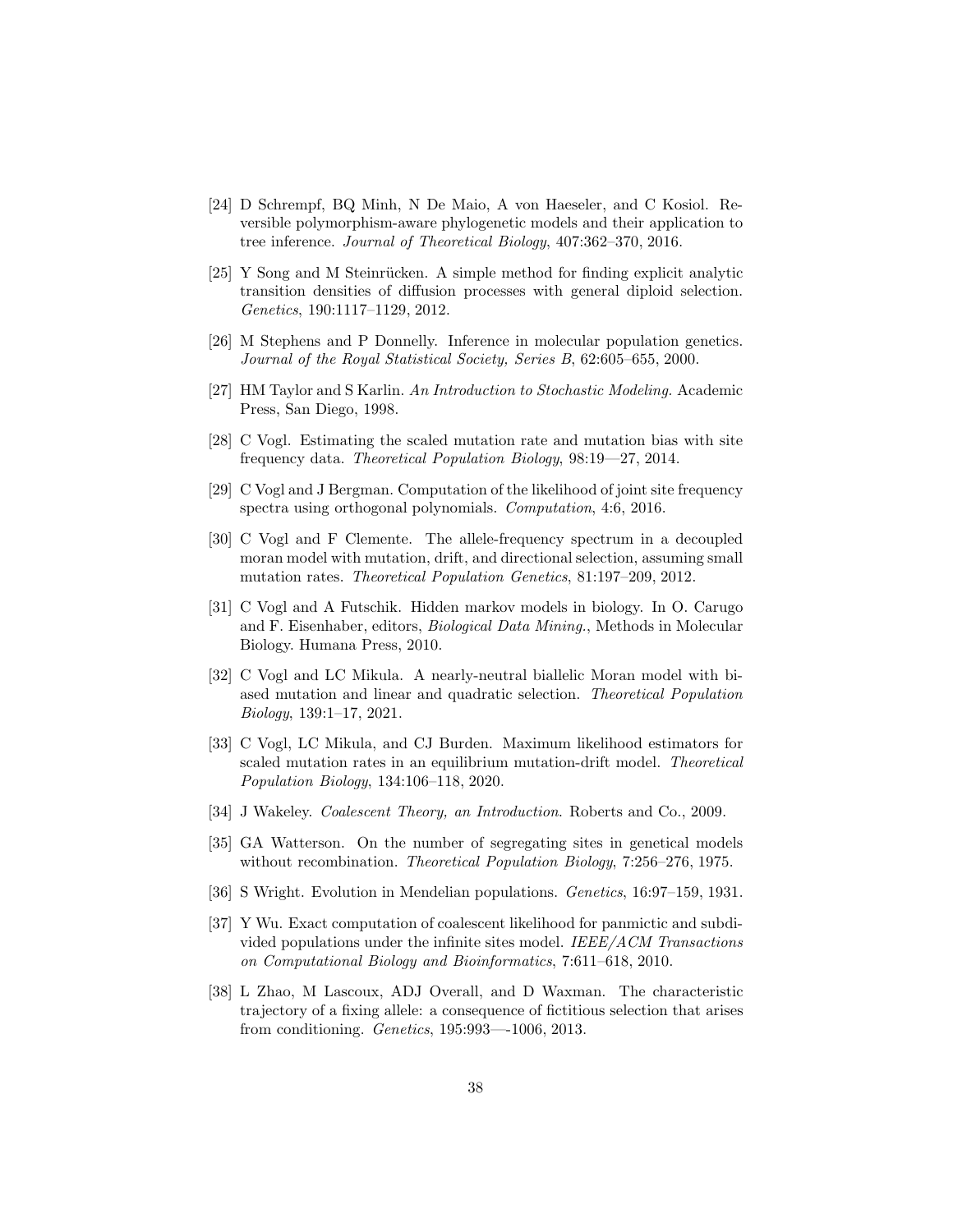[24] D Schrempf, BQ Minh, N De Maio, A von Haeseler, and C Kosiol. Reversible polymorphism-aware phylogenetic models and their application to tree inference. *Journal of Theoretical Biology*, 407:362–370, 2016.

[25] Y Song and M Steinrücken. A simple method for finding explicit analytic transition densities of diffusion processes with general diploid selection. *Genetics*, 190:1117–1129, 2012.

[26] M Stephens and P Donnelly. Inference in molecular population genetics. *Journal of the Royal Statistical Society, Series B*, 62:605–655, 2000.

[27] HM Taylor and S Karlin. *An Introduction to Stochastic Modeling.* Academic Press, San Diego, 1998.

[28] C Vogl. Estimating the scaled mutation rate and mutation bias with site frequency data. *Theoretical Population Biology*, 98:19—27, 2014.

[29] C Vogl and J Bergman. Computation of the likelihood of joint site frequency spectra using orthogonal polynomials. *Computation*, 4:6, 2016.

[30] C Vogl and F Clemente. The allele-frequency spectrum in a decoupled moran model with mutation, drift, and directional selection, assuming small mutation rates. *Theoretical Population Genetics*, 81:197–209, 2012.

[31] C Vogl and A Futschik. Hidden markov models in biology. In O. Carugo and F. Eisenhaber, editors, *Biological Data Mining.*, Methods in Molecular Biology. Humana Press, 2010.

[32] C Vogl and LC Mikula. A nearly-neutral biallelic Moran model with biased mutation and linear and quadratic selection. *Theoretical Population Biology*, 139:1–17, 2021.

[33] C Vogl, LC Mikula, and CJ Burden. Maximum likelihood estimators for scaled mutation rates in an equilibrium mutation-drift model. *Theoretical Population Biology*, 134:106–118, 2020.

[34] J Wakeley. *Coalescent Theory, an Introduction.* Roberts and Co., 2009.

[35] GA Watterson. On the number of segregating sites in genetical models without recombination. *Theoretical Population Biology*, 7:256–276, 1975.

[36] S Wright. Evolution in Mendelian populations. *Genetics*, 16:97–159, 1931.

[37] Y Wu. Exact computation of coalescent likelihood for panmictic and subdivided populations under the infinite sites model. *IEEE/ACM Transactions on Computational Biology and Bioinformatics*, 7:611–618, 2010.

[38] L Zhao, M Lascoux, ADJ Overall, and D Waxman. The characteristic trajectory of a fixing allele: a consequence of fictitious selection that arises from conditioning. *Genetics*, 195:993—-1006, 2013.